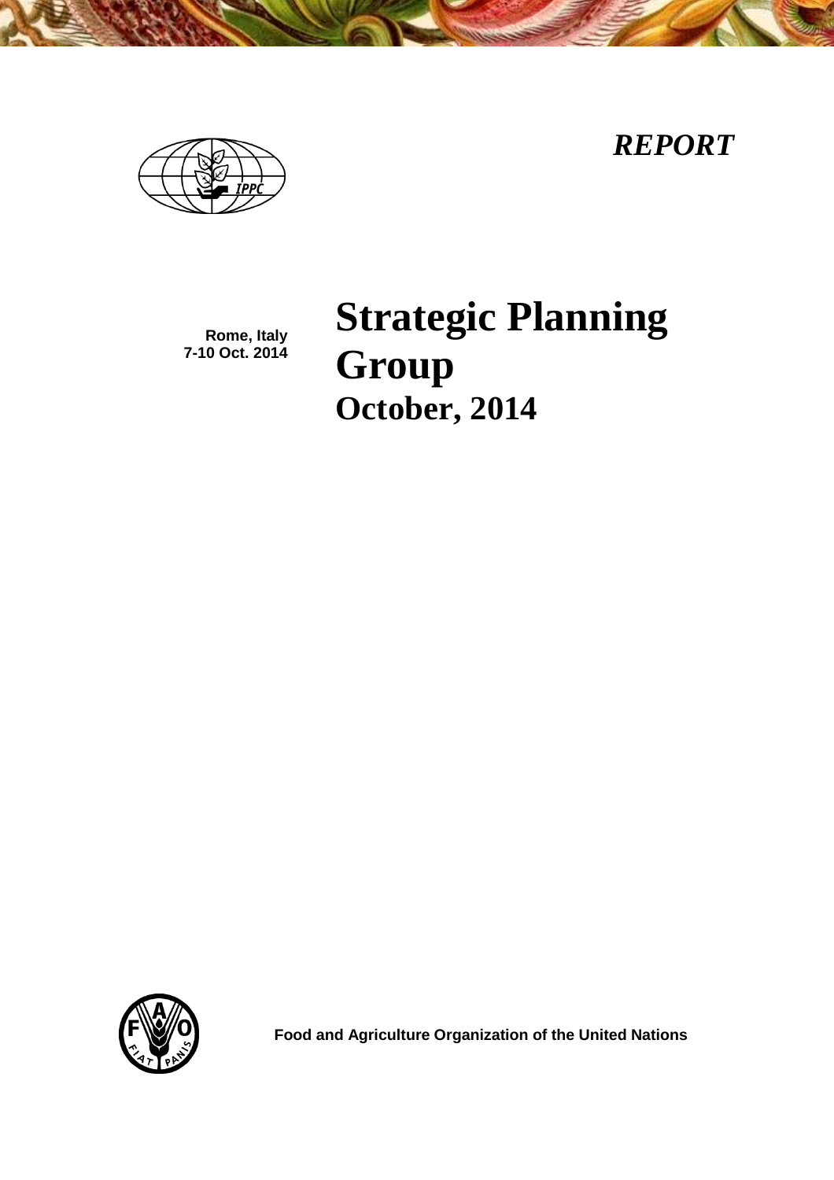*REPORT*

**Rome, Italy**
**7-10 Oct. 2014**

# Strategic Planning Group

## October, 2014

**Food and Agriculture Organization of the United Nations**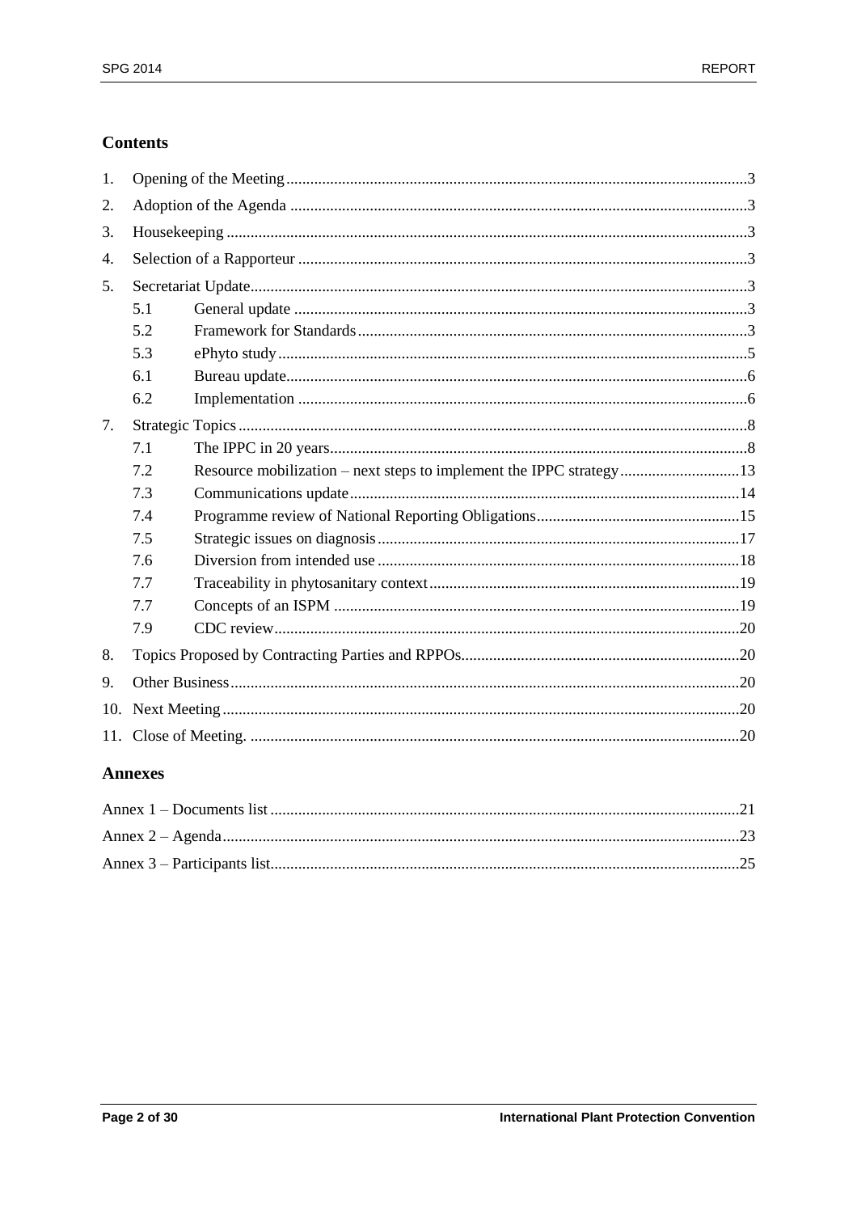## Contents

1. Opening of the Meeting ... 3
2. Adoption of the Agenda ... 3
3. Housekeeping ... 3
4. Selection of a Rapporteur ... 3
5. Secretariat Update ... 3
   - 5.1 General update ... 3
   - 5.2 Framework for Standards ... 3
   - 5.3 ePhyto study ... 5
   - 6.1 Bureau update ... 6
   - 6.2 Implementation ... 6
7. Strategic Topics ... 8
   - 7.1 The IPPC in 20 years ... 8
   - 7.2 Resource mobilization – next steps to implement the IPPC strategy ... 13
   - 7.3 Communications update ... 14
   - 7.4 Programme review of National Reporting Obligations ... 15
   - 7.5 Strategic issues on diagnosis ... 17
   - 7.6 Diversion from intended use ... 18
   - 7.7 Traceability in phytosanitary context ... 19
   - 7.7 Concepts of an ISPM ... 19
   - 7.9 CDC review ... 20
8. Topics Proposed by Contracting Parties and RPPOs ... 20
9. Other Business ... 20
10. Next Meeting ... 20
11. Close of Meeting. ... 20

## Annexes

Annex 1 – Documents list ... 21

Annex 2 – Agenda ... 23

Annex 3 – Participants list ... 25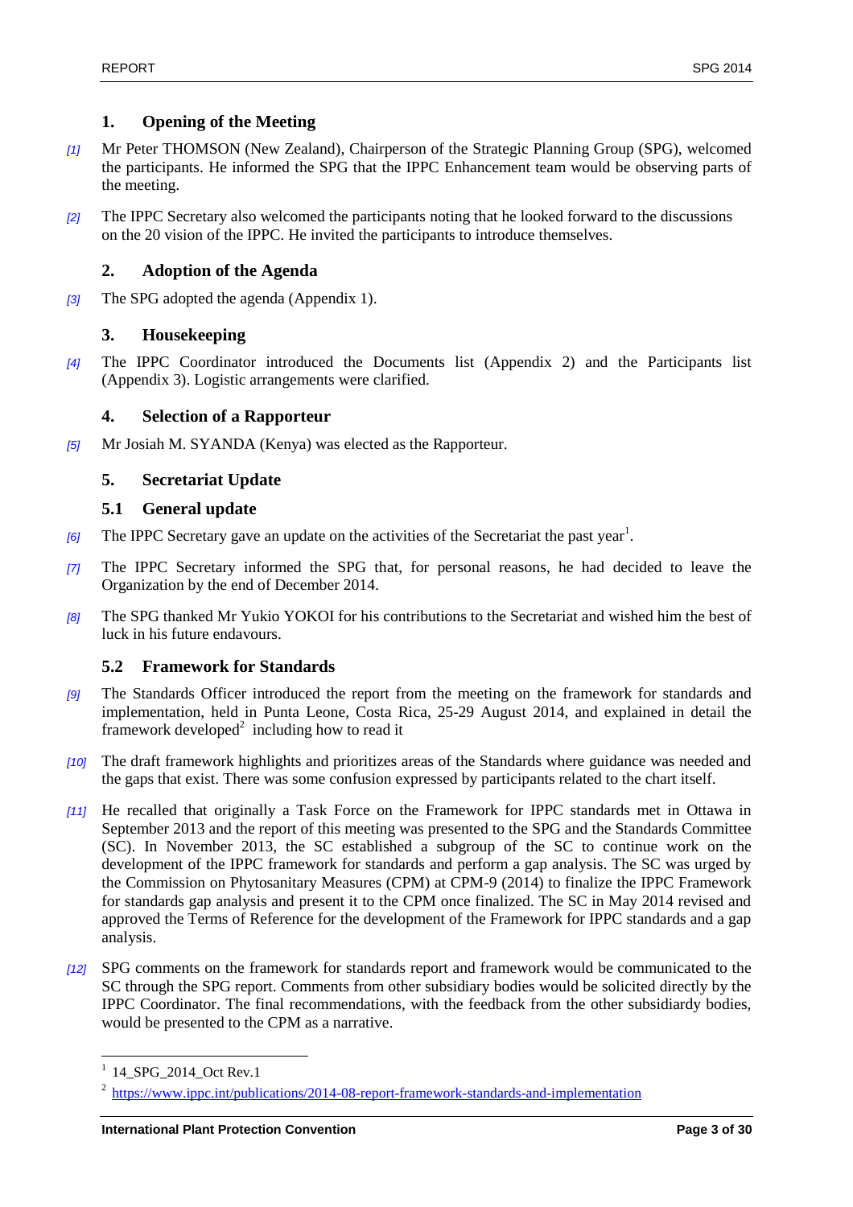## 1. Opening of the Meeting

[1] Mr Peter THOMSON (New Zealand), Chairperson of the Strategic Planning Group (SPG), welcomed the participants. He informed the SPG that the IPPC Enhancement team would be observing parts of the meeting.

[2] The IPPC Secretary also welcomed the participants noting that he looked forward to the discussions on the 20 vision of the IPPC. He invited the participants to introduce themselves.

## 2. Adoption of the Agenda

[3] The SPG adopted the agenda (Appendix 1).

## 3. Housekeeping

[4] The IPPC Coordinator introduced the Documents list (Appendix 2) and the Participants list (Appendix 3). Logistic arrangements were clarified.

## 4. Selection of a Rapporteur

[5] Mr Josiah M. SYANDA (Kenya) was elected as the Rapporteur.

## 5. Secretariat Update

### 5.1 General update

[6] The IPPC Secretary gave an update on the activities of the Secretariat the past year[1].

[7] The IPPC Secretary informed the SPG that, for personal reasons, he had decided to leave the Organization by the end of December 2014.

[8] The SPG thanked Mr Yukio YOKOI for his contributions to the Secretariat and wished him the best of luck in his future endavours.

### 5.2 Framework for Standards

[9] The Standards Officer introduced the report from the meeting on the framework for standards and implementation, held in Punta Leone, Costa Rica, 25-29 August 2014, and explained in detail the framework developed[2] including how to read it

[10] The draft framework highlights and prioritizes areas of the Standards where guidance was needed and the gaps that exist. There was some confusion expressed by participants related to the chart itself.

[11] He recalled that originally a Task Force on the Framework for IPPC standards met in Ottawa in September 2013 and the report of this meeting was presented to the SPG and the Standards Committee (SC). In November 2013, the SC established a subgroup of the SC to continue work on the development of the IPPC framework for standards and perform a gap analysis. The SC was urged by the Commission on Phytosanitary Measures (CPM) at CPM-9 (2014) to finalize the IPPC Framework for standards gap analysis and present it to the CPM once finalized. The SC in May 2014 revised and approved the Terms of Reference for the development of the Framework for IPPC standards and a gap analysis.

[12] SPG comments on the framework for standards report and framework would be communicated to the SC through the SPG report. Comments from other subsidiary bodies would be solicited directly by the IPPC Coordinator. The final recommendations, with the feedback from the other subsidiardy bodies, would be presented to the CPM as a narrative.

---

[1] 14_SPG_2014_Oct Rev.1

[2] https://www.ippc.int/publications/2014-08-report-framework-standards-and-implementation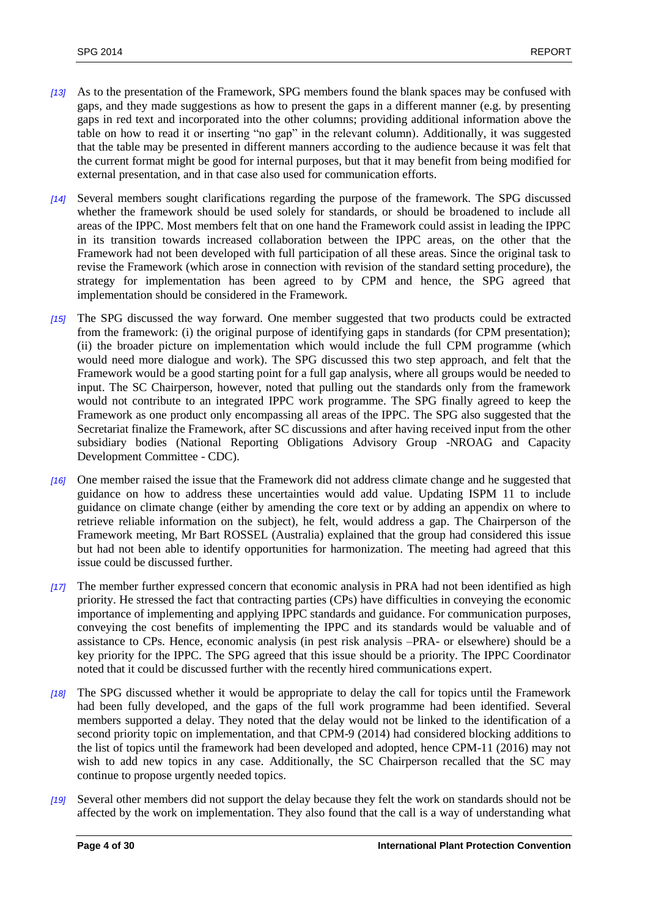*[13]* As to the presentation of the Framework, SPG members found the blank spaces may be confused with gaps, and they made suggestions as how to present the gaps in a different manner (e.g. by presenting gaps in red text and incorporated into the other columns; providing additional information above the table on how to read it or inserting "no gap" in the relevant column). Additionally, it was suggested that the table may be presented in different manners according to the audience because it was felt that the current format might be good for internal purposes, but that it may benefit from being modified for external presentation, and in that case also used for communication efforts.

*[14]* Several members sought clarifications regarding the purpose of the framework. The SPG discussed whether the framework should be used solely for standards, or should be broadened to include all areas of the IPPC. Most members felt that on one hand the Framework could assist in leading the IPPC in its transition towards increased collaboration between the IPPC areas, on the other that the Framework had not been developed with full participation of all these areas. Since the original task to revise the Framework (which arose in connection with revision of the standard setting procedure), the strategy for implementation has been agreed to by CPM and hence, the SPG agreed that implementation should be considered in the Framework.

*[15]* The SPG discussed the way forward. One member suggested that two products could be extracted from the framework: (i) the original purpose of identifying gaps in standards (for CPM presentation); (ii) the broader picture on implementation which would include the full CPM programme (which would need more dialogue and work). The SPG discussed this two step approach, and felt that the Framework would be a good starting point for a full gap analysis, where all groups would be needed to input. The SC Chairperson, however, noted that pulling out the standards only from the framework would not contribute to an integrated IPPC work programme. The SPG finally agreed to keep the Framework as one product only encompassing all areas of the IPPC. The SPG also suggested that the Secretariat finalize the Framework, after SC discussions and after having received input from the other subsidiary bodies (National Reporting Obligations Advisory Group -NROAG and Capacity Development Committee - CDC).

*[16]* One member raised the issue that the Framework did not address climate change and he suggested that guidance on how to address these uncertainties would add value. Updating ISPM 11 to include guidance on climate change (either by amending the core text or by adding an appendix on where to retrieve reliable information on the subject), he felt, would address a gap. The Chairperson of the Framework meeting, Mr Bart ROSSEL (Australia) explained that the group had considered this issue but had not been able to identify opportunities for harmonization. The meeting had agreed that this issue could be discussed further.

*[17]* The member further expressed concern that economic analysis in PRA had not been identified as high priority. He stressed the fact that contracting parties (CPs) have difficulties in conveying the economic importance of implementing and applying IPPC standards and guidance. For communication purposes, conveying the cost benefits of implementing the IPPC and its standards would be valuable and of assistance to CPs. Hence, economic analysis (in pest risk analysis –PRA- or elsewhere) should be a key priority for the IPPC. The SPG agreed that this issue should be a priority. The IPPC Coordinator noted that it could be discussed further with the recently hired communications expert.

*[18]* The SPG discussed whether it would be appropriate to delay the call for topics until the Framework had been fully developed, and the gaps of the full work programme had been identified. Several members supported a delay. They noted that the delay would not be linked to the identification of a second priority topic on implementation, and that CPM-9 (2014) had considered blocking additions to the list of topics until the framework had been developed and adopted, hence CPM-11 (2016) may not wish to add new topics in any case. Additionally, the SC Chairperson recalled that the SC may continue to propose urgently needed topics.

*[19]* Several other members did not support the delay because they felt the work on standards should not be affected by the work on implementation. They also found that the call is a way of understanding what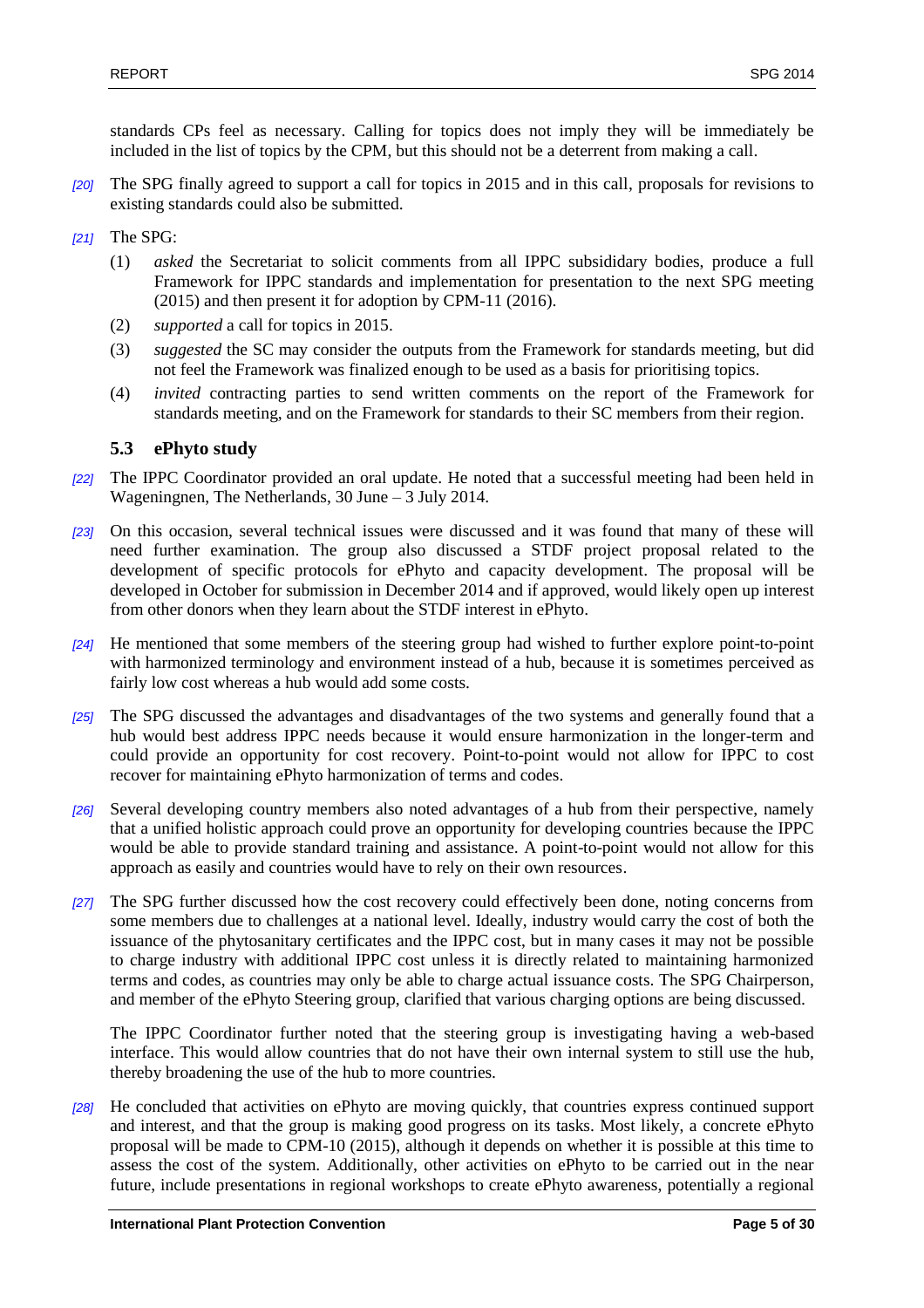standards CPs feel as necessary. Calling for topics does not imply they will be immediately be included in the list of topics by the CPM, but this should not be a deterrent from making a call.

*[20]* The SPG finally agreed to support a call for topics in 2015 and in this call, proposals for revisions to existing standards could also be submitted.

*[21]* The SPG:

(1) *asked* the Secretariat to solicit comments from all IPPC subsididary bodies, produce a full Framework for IPPC standards and implementation for presentation to the next SPG meeting (2015) and then present it for adoption by CPM-11 (2016).

(2) *supported* a call for topics in 2015.

(3) *suggested* the SC may consider the outputs from the Framework for standards meeting, but did not feel the Framework was finalized enough to be used as a basis for prioritising topics.

(4) *invited* contracting parties to send written comments on the report of the Framework for standards meeting, and on the Framework for standards to their SC members from their region.

### 5.3 ePhyto study

*[22]* The IPPC Coordinator provided an oral update. He noted that a successful meeting had been held in Wageningnen, The Netherlands, 30 June – 3 July 2014.

*[23]* On this occasion, several technical issues were discussed and it was found that many of these will need further examination. The group also discussed a STDF project proposal related to the development of specific protocols for ePhyto and capacity development. The proposal will be developed in October for submission in December 2014 and if approved, would likely open up interest from other donors when they learn about the STDF interest in ePhyto.

*[24]* He mentioned that some members of the steering group had wished to further explore point-to-point with harmonized terminology and environment instead of a hub, because it is sometimes perceived as fairly low cost whereas a hub would add some costs.

*[25]* The SPG discussed the advantages and disadvantages of the two systems and generally found that a hub would best address IPPC needs because it would ensure harmonization in the longer-term and could provide an opportunity for cost recovery. Point-to-point would not allow for IPPC to cost recover for maintaining ePhyto harmonization of terms and codes.

*[26]* Several developing country members also noted advantages of a hub from their perspective, namely that a unified holistic approach could prove an opportunity for developing countries because the IPPC would be able to provide standard training and assistance. A point-to-point would not allow for this approach as easily and countries would have to rely on their own resources.

*[27]* The SPG further discussed how the cost recovery could effectively been done, noting concerns from some members due to challenges at a national level. Ideally, industry would carry the cost of both the issuance of the phytosanitary certificates and the IPPC cost, but in many cases it may not be possible to charge industry with additional IPPC cost unless it is directly related to maintaining harmonized terms and codes, as countries may only be able to charge actual issuance costs. The SPG Chairperson, and member of the ePhyto Steering group, clarified that various charging options are being discussed.

The IPPC Coordinator further noted that the steering group is investigating having a web-based interface. This would allow countries that do not have their own internal system to still use the hub, thereby broadening the use of the hub to more countries.

*[28]* He concluded that activities on ePhyto are moving quickly, that countries express continued support and interest, and that the group is making good progress on its tasks. Most likely, a concrete ePhyto proposal will be made to CPM-10 (2015), although it depends on whether it is possible at this time to assess the cost of the system. Additionally, other activities on ePhyto to be carried out in the near future, include presentations in regional workshops to create ePhyto awareness, potentially a regional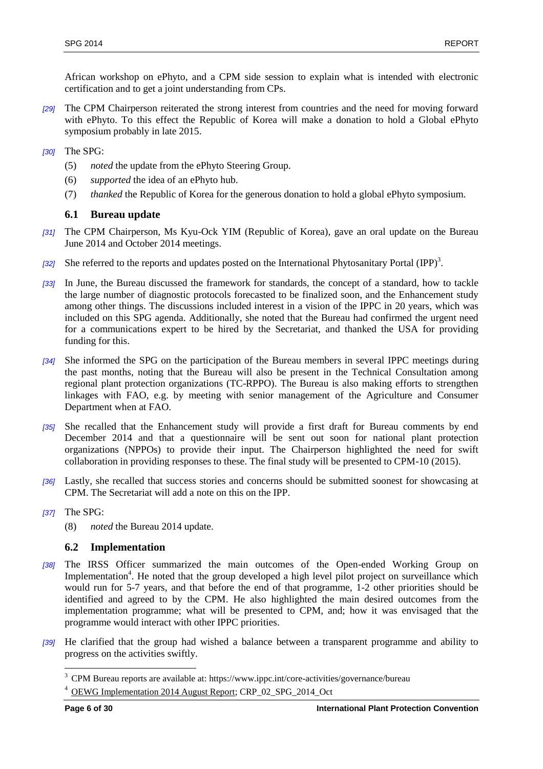African workshop on ePhyto, and a CPM side session to explain what is intended with electronic certification and to get a joint understanding from CPs.

*[29]* The CPM Chairperson reiterated the strong interest from countries and the need for moving forward with ePhyto. To this effect the Republic of Korea will make a donation to hold a Global ePhyto symposium probably in late 2015.

*[30]* The SPG:

(5) *noted* the update from the ePhyto Steering Group.

(6) *supported* the idea of an ePhyto hub.

(7) *thanked* the Republic of Korea for the generous donation to hold a global ePhyto symposium.

### 6.1 Bureau update

*[31]* The CPM Chairperson, Ms Kyu-Ock YIM (Republic of Korea), gave an oral update on the Bureau June 2014 and October 2014 meetings.

*[32]* She referred to the reports and updates posted on the International Phytosanitary Portal (IPP)[3].

*[33]* In June, the Bureau discussed the framework for standards, the concept of a standard, how to tackle the large number of diagnostic protocols forecasted to be finalized soon, and the Enhancement study among other things. The discussions included interest in a vision of the IPPC in 20 years, which was included on this SPG agenda. Additionally, she noted that the Bureau had confirmed the urgent need for a communications expert to be hired by the Secretariat, and thanked the USA for providing funding for this.

*[34]* She informed the SPG on the participation of the Bureau members in several IPPC meetings during the past months, noting that the Bureau will also be present in the Technical Consultation among regional plant protection organizations (TC-RPPO). The Bureau is also making efforts to strengthen linkages with FAO, e.g. by meeting with senior management of the Agriculture and Consumer Department when at FAO.

*[35]* She recalled that the Enhancement study will provide a first draft for Bureau comments by end December 2014 and that a questionnaire will be sent out soon for national plant protection organizations (NPPOs) to provide their input. The Chairperson highlighted the need for swift collaboration in providing responses to these. The final study will be presented to CPM-10 (2015).

*[36]* Lastly, she recalled that success stories and concerns should be submitted soonest for showcasing at CPM. The Secretariat will add a note on this on the IPP.

*[37]* The SPG:

(8) *noted* the Bureau 2014 update.

### 6.2 Implementation

*[38]* The IRSS Officer summarized the main outcomes of the Open-ended Working Group on Implementation[4]. He noted that the group developed a high level pilot project on surveillance which would run for 5-7 years, and that before the end of that programme, 1-2 other priorities should be identified and agreed to by the CPM. He also highlighted the main desired outcomes from the implementation programme; what will be presented to CPM, and; how it was envisaged that the programme would interact with other IPPC priorities.

*[39]* He clarified that the group had wished a balance between a transparent programme and ability to progress on the activities swiftly.

---

[3] CPM Bureau reports are available at: https://www.ippc.int/core-activities/governance/bureau

[4] OEWG Implementation 2014 August Report; CRP_02_SPG_2014_Oct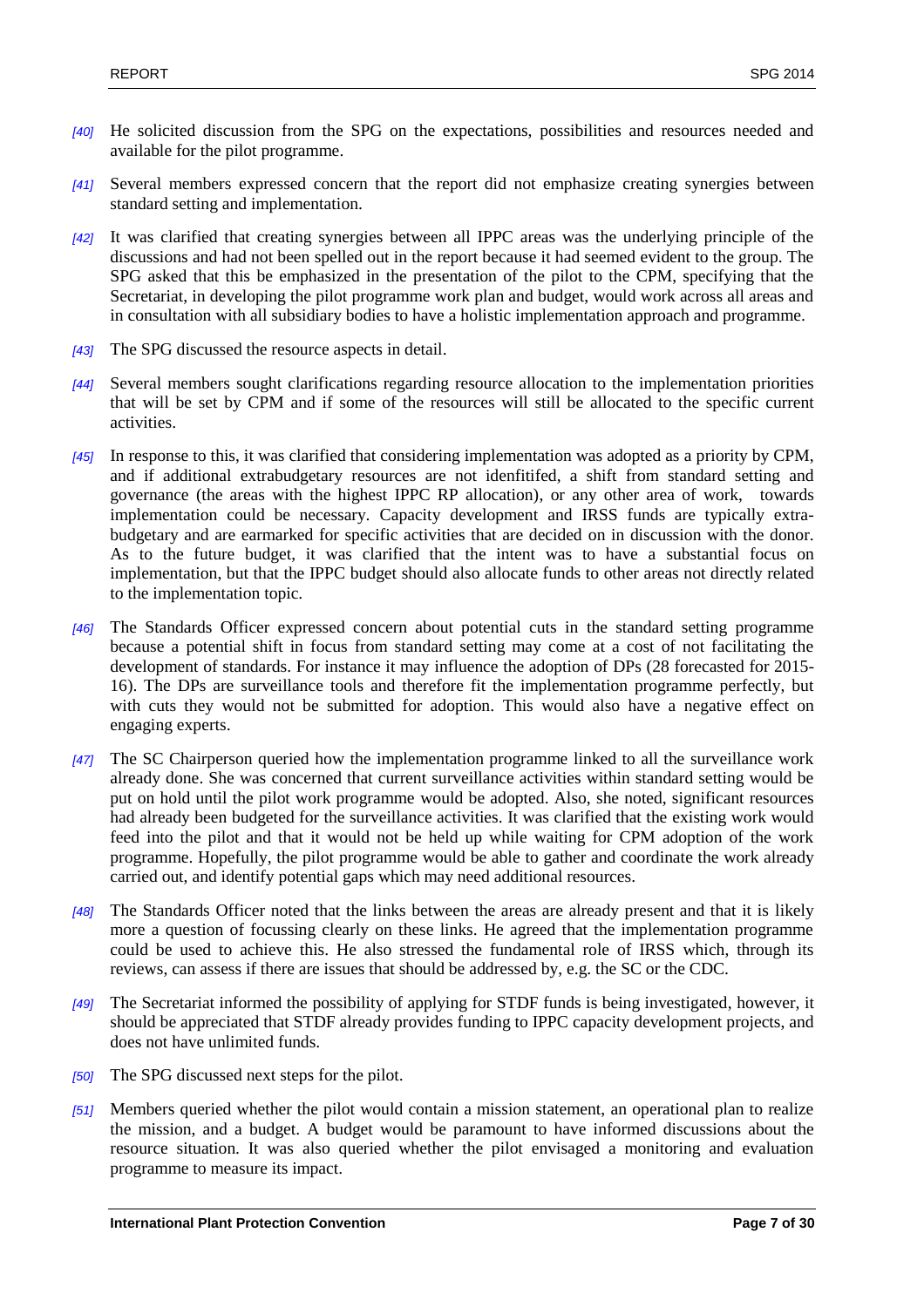[40] He solicited discussion from the SPG on the expectations, possibilities and resources needed and available for the pilot programme.

[41] Several members expressed concern that the report did not emphasize creating synergies between standard setting and implementation.

[42] It was clarified that creating synergies between all IPPC areas was the underlying principle of the discussions and had not been spelled out in the report because it had seemed evident to the group. The SPG asked that this be emphasized in the presentation of the pilot to the CPM, specifying that the Secretariat, in developing the pilot programme work plan and budget, would work across all areas and in consultation with all subsidiary bodies to have a holistic implementation approach and programme.

[43] The SPG discussed the resource aspects in detail.

[44] Several members sought clarifications regarding resource allocation to the implementation priorities that will be set by CPM and if some of the resources will still be allocated to the specific current activities.

[45] In response to this, it was clarified that considering implementation was adopted as a priority by CPM, and if additional extrabudgetary resources are not idenfitifed, a shift from standard setting and governance (the areas with the highest IPPC RP allocation), or any other area of work, towards implementation could be necessary. Capacity development and IRSS funds are typically extra-budgetary and are earmarked for specific activities that are decided on in discussion with the donor. As to the future budget, it was clarified that the intent was to have a substantial focus on implementation, but that the IPPC budget should also allocate funds to other areas not directly related to the implementation topic.

[46] The Standards Officer expressed concern about potential cuts in the standard setting programme because a potential shift in focus from standard setting may come at a cost of not facilitating the development of standards. For instance it may influence the adoption of DPs (28 forecasted for 2015-16). The DPs are surveillance tools and therefore fit the implementation programme perfectly, but with cuts they would not be submitted for adoption. This would also have a negative effect on engaging experts.

[47] The SC Chairperson queried how the implementation programme linked to all the surveillance work already done. She was concerned that current surveillance activities within standard setting would be put on hold until the pilot work programme would be adopted. Also, she noted, significant resources had already been budgeted for the surveillance activities. It was clarified that the existing work would feed into the pilot and that it would not be held up while waiting for CPM adoption of the work programme. Hopefully, the pilot programme would be able to gather and coordinate the work already carried out, and identify potential gaps which may need additional resources.

[48] The Standards Officer noted that the links between the areas are already present and that it is likely more a question of focussing clearly on these links. He agreed that the implementation programme could be used to achieve this. He also stressed the fundamental role of IRSS which, through its reviews, can assess if there are issues that should be addressed by, e.g. the SC or the CDC.

[49] The Secretariat informed the possibility of applying for STDF funds is being investigated, however, it should be appreciated that STDF already provides funding to IPPC capacity development projects, and does not have unlimited funds.

[50] The SPG discussed next steps for the pilot.

[51] Members queried whether the pilot would contain a mission statement, an operational plan to realize the mission, and a budget. A budget would be paramount to have informed discussions about the resource situation. It was also queried whether the pilot envisaged a monitoring and evaluation programme to measure its impact.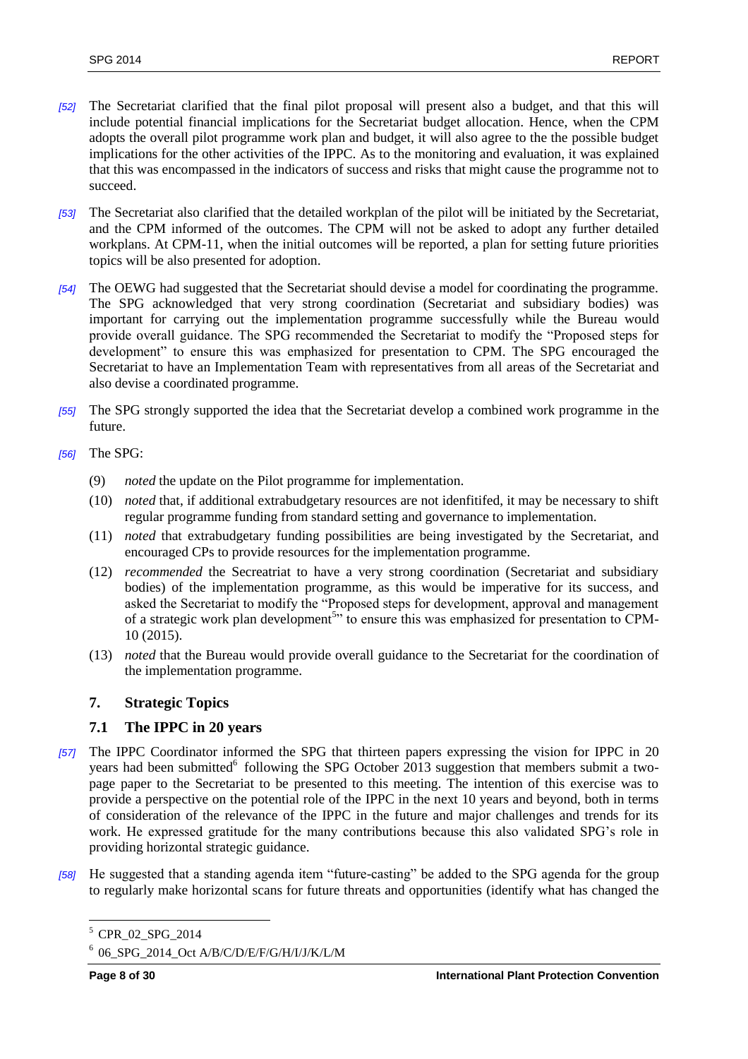*[52]* The Secretariat clarified that the final pilot proposal will present also a budget, and that this will include potential financial implications for the Secretariat budget allocation. Hence, when the CPM adopts the overall pilot programme work plan and budget, it will also agree to the the possible budget implications for the other activities of the IPPC. As to the monitoring and evaluation, it was explained that this was encompassed in the indicators of success and risks that might cause the programme not to succeed.

*[53]* The Secretariat also clarified that the detailed workplan of the pilot will be initiated by the Secretariat, and the CPM informed of the outcomes. The CPM will not be asked to adopt any further detailed workplans. At CPM-11, when the initial outcomes will be reported, a plan for setting future priorities topics will be also presented for adoption.

*[54]* The OEWG had suggested that the Secretariat should devise a model for coordinating the programme. The SPG acknowledged that very strong coordination (Secretariat and subsidiary bodies) was important for carrying out the implementation programme successfully while the Bureau would provide overall guidance. The SPG recommended the Secretariat to modify the "Proposed steps for development" to ensure this was emphasized for presentation to CPM. The SPG encouraged the Secretariat to have an Implementation Team with representatives from all areas of the Secretariat and also devise a coordinated programme.

*[55]* The SPG strongly supported the idea that the Secretariat develop a combined work programme in the future.

*[56]* The SPG:

(9) *noted* the update on the Pilot programme for implementation.

(10) *noted* that, if additional extrabudgetary resources are not idenfitifed, it may be necessary to shift regular programme funding from standard setting and governance to implementation.

(11) *noted* that extrabudgetary funding possibilities are being investigated by the Secretariat, and encouraged CPs to provide resources for the implementation programme.

(12) *recommended* the Secreatriat to have a very strong coordination (Secretariat and subsidiary bodies) of the implementation programme, as this would be imperative for its success, and asked the Secretariat to modify the "Proposed steps for development, approval and management of a strategic work plan development[5]" to ensure this was emphasized for presentation to CPM-10 (2015).

(13) *noted* that the Bureau would provide overall guidance to the Secretariat for the coordination of the implementation programme.

## 7. Strategic Topics

### 7.1 The IPPC in 20 years

*[57]* The IPPC Coordinator informed the SPG that thirteen papers expressing the vision for IPPC in 20 years had been submitted[6] following the SPG October 2013 suggestion that members submit a two-page paper to the Secretariat to be presented to this meeting. The intention of this exercise was to provide a perspective on the potential role of the IPPC in the next 10 years and beyond, both in terms of consideration of the relevance of the IPPC in the future and major challenges and trends for its work. He expressed gratitude for the many contributions because this also validated SPG's role in providing horizontal strategic guidance.

*[58]* He suggested that a standing agenda item "future-casting" be added to the SPG agenda for the group to regularly make horizontal scans for future threats and opportunities (identify what has changed the

---

[5] CPR_02_SPG_2014

[6] 06_SPG_2014_Oct A/B/C/D/E/F/G/H/I/J/K/L/M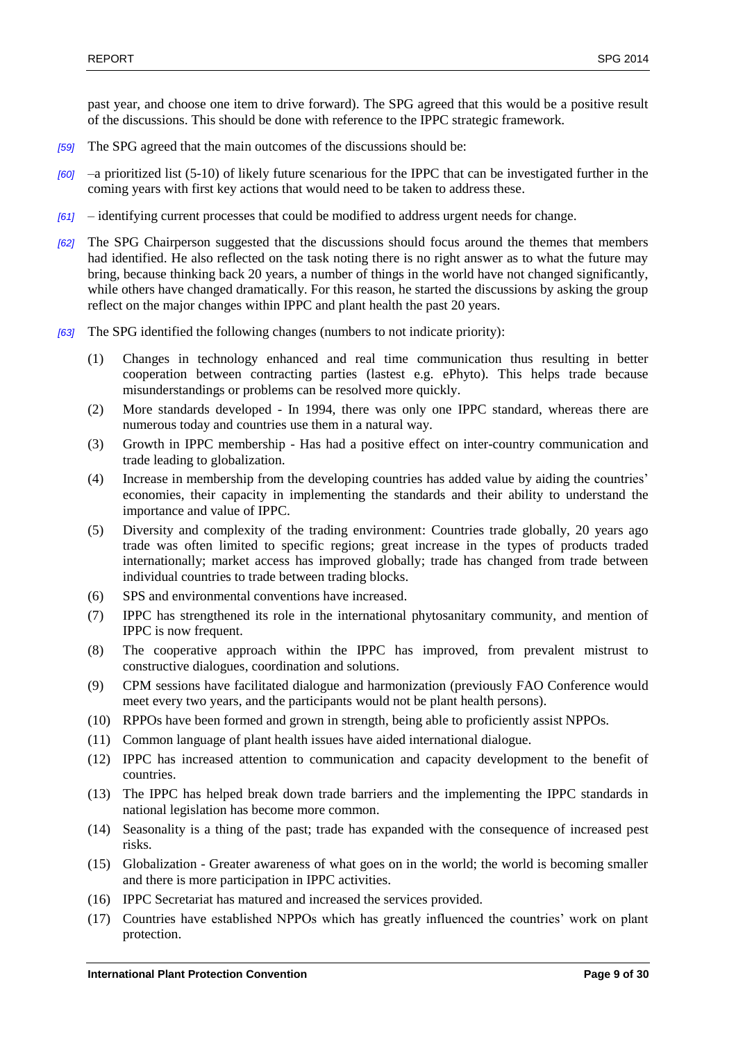past year, and choose one item to drive forward). The SPG agreed that this would be a positive result of the discussions. This should be done with reference to the IPPC strategic framework.

*[59]* The SPG agreed that the main outcomes of the discussions should be:

*[60]* –a prioritized list (5-10) of likely future scenarious for the IPPC that can be investigated further in the coming years with first key actions that would need to be taken to address these.

*[61]* – identifying current processes that could be modified to address urgent needs for change.

*[62]* The SPG Chairperson suggested that the discussions should focus around the themes that members had identified. He also reflected on the task noting there is no right answer as to what the future may bring, because thinking back 20 years, a number of things in the world have not changed significantly, while others have changed dramatically. For this reason, he started the discussions by asking the group reflect on the major changes within IPPC and plant health the past 20 years.

*[63]* The SPG identified the following changes (numbers to not indicate priority):

(1) Changes in technology enhanced and real time communication thus resulting in better cooperation between contracting parties (lastest e.g. ePhyto). This helps trade because misunderstandings or problems can be resolved more quickly.

(2) More standards developed - In 1994, there was only one IPPC standard, whereas there are numerous today and countries use them in a natural way.

(3) Growth in IPPC membership - Has had a positive effect on inter-country communication and trade leading to globalization.

(4) Increase in membership from the developing countries has added value by aiding the countries' economies, their capacity in implementing the standards and their ability to understand the importance and value of IPPC.

(5) Diversity and complexity of the trading environment: Countries trade globally, 20 years ago trade was often limited to specific regions; great increase in the types of products traded internationally; market access has improved globally; trade has changed from trade between individual countries to trade between trading blocks.

(6) SPS and environmental conventions have increased.

(7) IPPC has strengthened its role in the international phytosanitary community, and mention of IPPC is now frequent.

(8) The cooperative approach within the IPPC has improved, from prevalent mistrust to constructive dialogues, coordination and solutions.

(9) CPM sessions have facilitated dialogue and harmonization (previously FAO Conference would meet every two years, and the participants would not be plant health persons).

(10) RPPOs have been formed and grown in strength, being able to proficiently assist NPPOs.

(11) Common language of plant health issues have aided international dialogue.

(12) IPPC has increased attention to communication and capacity development to the benefit of countries.

(13) The IPPC has helped break down trade barriers and the implementing the IPPC standards in national legislation has become more common.

(14) Seasonality is a thing of the past; trade has expanded with the consequence of increased pest risks.

(15) Globalization - Greater awareness of what goes on in the world; the world is becoming smaller and there is more participation in IPPC activities.

(16) IPPC Secretariat has matured and increased the services provided.

(17) Countries have established NPPOs which has greatly influenced the countries' work on plant protection.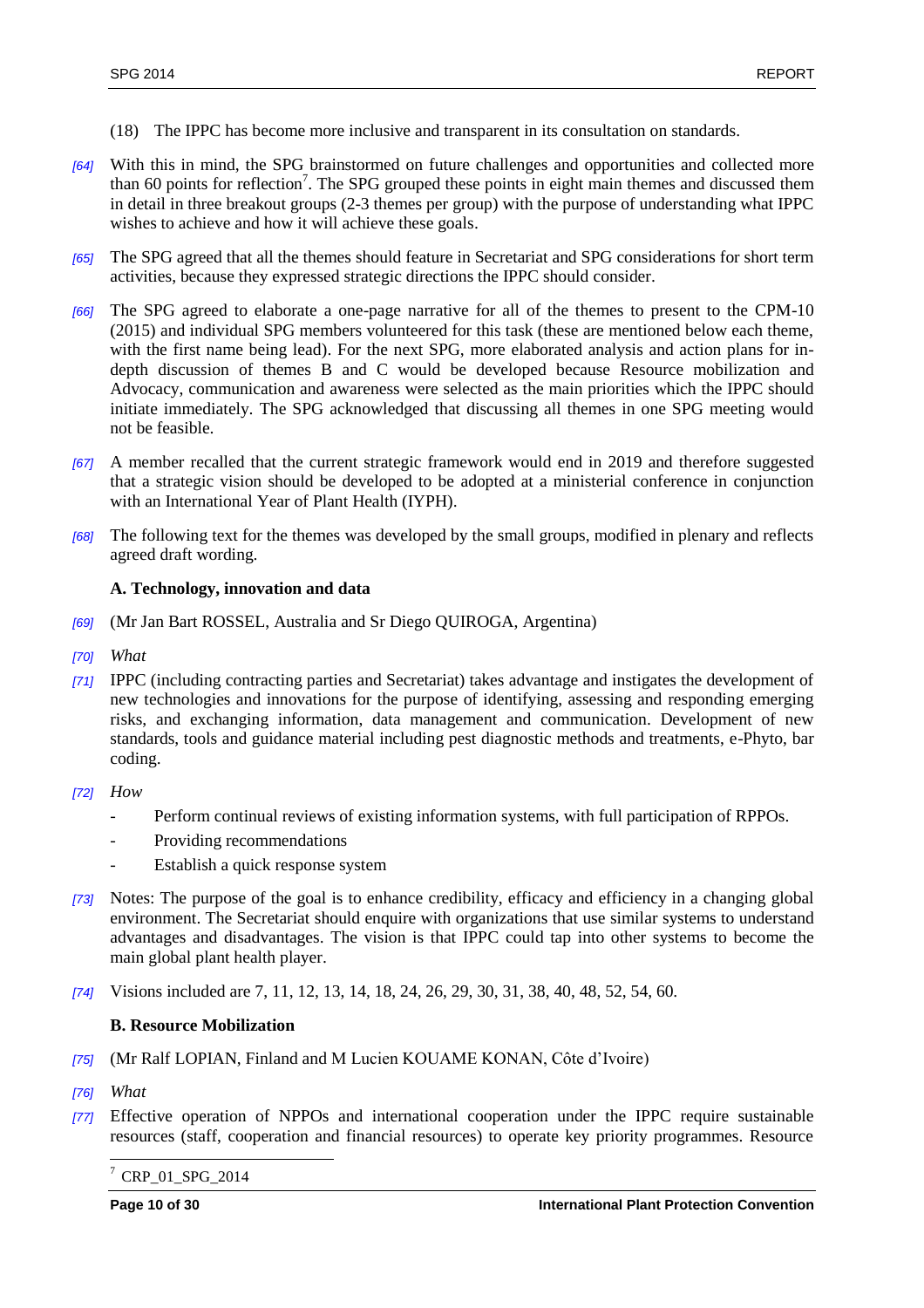(18) The IPPC has become more inclusive and transparent in its consultation on standards.

*[64]* With this in mind, the SPG brainstormed on future challenges and opportunities and collected more than 60 points for reflection[7]. The SPG grouped these points in eight main themes and discussed them in detail in three breakout groups (2-3 themes per group) with the purpose of understanding what IPPC wishes to achieve and how it will achieve these goals.

*[65]* The SPG agreed that all the themes should feature in Secretariat and SPG considerations for short term activities, because they expressed strategic directions the IPPC should consider.

*[66]* The SPG agreed to elaborate a one-page narrative for all of the themes to present to the CPM-10 (2015) and individual SPG members volunteered for this task (these are mentioned below each theme, with the first name being lead). For the next SPG, more elaborated analysis and action plans for in-depth discussion of themes B and C would be developed because Resource mobilization and Advocacy, communication and awareness were selected as the main priorities which the IPPC should initiate immediately. The SPG acknowledged that discussing all themes in one SPG meeting would not be feasible.

*[67]* A member recalled that the current strategic framework would end in 2019 and therefore suggested that a strategic vision should be developed to be adopted at a ministerial conference in conjunction with an International Year of Plant Health (IYPH).

*[68]* The following text for the themes was developed by the small groups, modified in plenary and reflects agreed draft wording.

**A. Technology, innovation and data**

*[69]* (Mr Jan Bart ROSSEL, Australia and Sr Diego QUIROGA, Argentina)

*[70]* *What*

*[71]* IPPC (including contracting parties and Secretariat) takes advantage and instigates the development of new technologies and innovations for the purpose of identifying, assessing and responding emerging risks, and exchanging information, data management and communication. Development of new standards, tools and guidance material including pest diagnostic methods and treatments, e-Phyto, bar coding.

*[72]* *How*

- Perform continual reviews of existing information systems, with full participation of RPPOs.
- Providing recommendations
- Establish a quick response system

*[73]* Notes: The purpose of the goal is to enhance credibility, efficacy and efficiency in a changing global environment. The Secretariat should enquire with organizations that use similar systems to understand advantages and disadvantages. The vision is that IPPC could tap into other systems to become the main global plant health player.

*[74]* Visions included are 7, 11, 12, 13, 14, 18, 24, 26, 29, 30, 31, 38, 40, 48, 52, 54, 60.

**B. Resource Mobilization**

*[75]* (Mr Ralf LOPIAN, Finland and M Lucien KOUAME KONAN, Côte d'Ivoire)

*[76]* *What*

*[77]* Effective operation of NPPOs and international cooperation under the IPPC require sustainable resources (staff, cooperation and financial resources) to operate key priority programmes. Resource

---

[7] CRP_01_SPG_2014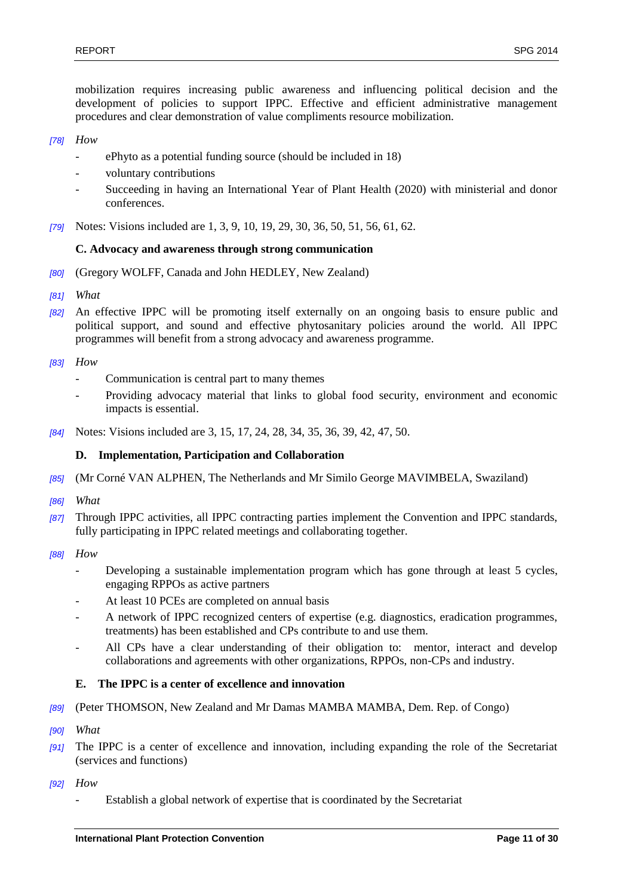mobilization requires increasing public awareness and influencing political decision and the development of policies to support IPPC. Effective and efficient administrative management procedures and clear demonstration of value compliments resource mobilization.

[78] *How*

- ePhyto as a potential funding source (should be included in 18)
- voluntary contributions
- Succeeding in having an International Year of Plant Health (2020) with ministerial and donor conferences.

[79] Notes: Visions included are 1, 3, 9, 10, 19, 29, 30, 36, 50, 51, 56, 61, 62.

### C. Advocacy and awareness through strong communication

[80] (Gregory WOLFF, Canada and John HEDLEY, New Zealand)

[81] *What*

[82] An effective IPPC will be promoting itself externally on an ongoing basis to ensure public and political support, and sound and effective phytosanitary policies around the world. All IPPC programmes will benefit from a strong advocacy and awareness programme.

[83] *How*

- Communication is central part to many themes
- Providing advocacy material that links to global food security, environment and economic impacts is essential.

[84] Notes: Visions included are 3, 15, 17, 24, 28, 34, 35, 36, 39, 42, 47, 50.

### D. Implementation, Participation and Collaboration

[85] (Mr Corné VAN ALPHEN, The Netherlands and Mr Similo George MAVIMBELA, Swaziland)

[86] *What*

[87] Through IPPC activities, all IPPC contracting parties implement the Convention and IPPC standards, fully participating in IPPC related meetings and collaborating together.

[88] *How*

- Developing a sustainable implementation program which has gone through at least 5 cycles, engaging RPPOs as active partners
- At least 10 PCEs are completed on annual basis
- A network of IPPC recognized centers of expertise (e.g. diagnostics, eradication programmes, treatments) has been established and CPs contribute to and use them.
- All CPs have a clear understanding of their obligation to: mentor, interact and develop collaborations and agreements with other organizations, RPPOs, non-CPs and industry.

### E. The IPPC is a center of excellence and innovation

[89] (Peter THOMSON, New Zealand and Mr Damas MAMBA MAMBA, Dem. Rep. of Congo)

[90] *What*

[91] The IPPC is a center of excellence and innovation, including expanding the role of the Secretariat (services and functions)

[92] *How*

- Establish a global network of expertise that is coordinated by the Secretariat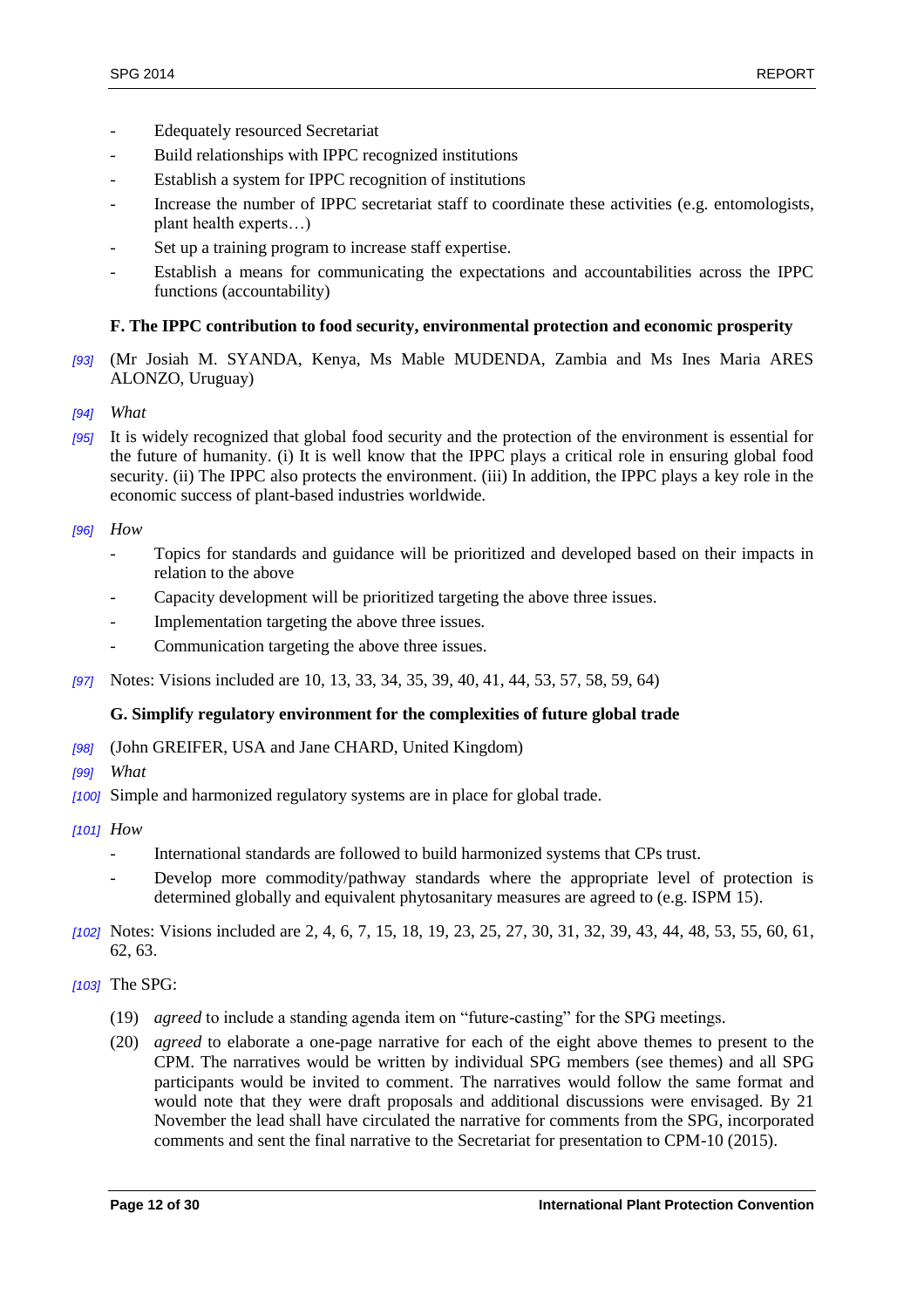- Edequately resourced Secretariat
- Build relationships with IPPC recognized institutions
- Establish a system for IPPC recognition of institutions
- Increase the number of IPPC secretariat staff to coordinate these activities (e.g. entomologists, plant health experts…)
- Set up a training program to increase staff expertise.
- Establish a means for communicating the expectations and accountabilities across the IPPC functions (accountability)

**F. The IPPC contribution to food security, environmental protection and economic prosperity**

*[93]* (Mr Josiah M. SYANDA, Kenya, Ms Mable MUDENDA, Zambia and Ms Ines Maria ARES ALONZO, Uruguay)

*[94]* *What*

*[95]* It is widely recognized that global food security and the protection of the environment is essential for the future of humanity. (i) It is well know that the IPPC plays a critical role in ensuring global food security. (ii) The IPPC also protects the environment. (iii) In addition, the IPPC plays a key role in the economic success of plant-based industries worldwide.

*[96]* *How*

- Topics for standards and guidance will be prioritized and developed based on their impacts in relation to the above
- Capacity development will be prioritized targeting the above three issues.
- Implementation targeting the above three issues.
- Communication targeting the above three issues.

*[97]* Notes: Visions included are 10, 13, 33, 34, 35, 39, 40, 41, 44, 53, 57, 58, 59, 64)

**G. Simplify regulatory environment for the complexities of future global trade**

*[98]* (John GREIFER, USA and Jane CHARD, United Kingdom)

*[99]* *What*

*[100]* Simple and harmonized regulatory systems are in place for global trade.

*[101]* *How*

- International standards are followed to build harmonized systems that CPs trust.
- Develop more commodity/pathway standards where the appropriate level of protection is determined globally and equivalent phytosanitary measures are agreed to (e.g. ISPM 15).

*[102]* Notes: Visions included are 2, 4, 6, 7, 15, 18, 19, 23, 25, 27, 30, 31, 32, 39, 43, 44, 48, 53, 55, 60, 61, 62, 63.

*[103]* The SPG:

(19) *agreed* to include a standing agenda item on "future-casting" for the SPG meetings.

(20) *agreed* to elaborate a one-page narrative for each of the eight above themes to present to the CPM. The narratives would be written by individual SPG members (see themes) and all SPG participants would be invited to comment. The narratives would follow the same format and would note that they were draft proposals and additional discussions were envisaged. By 21 November the lead shall have circulated the narrative for comments from the SPG, incorporated comments and sent the final narrative to the Secretariat for presentation to CPM-10 (2015).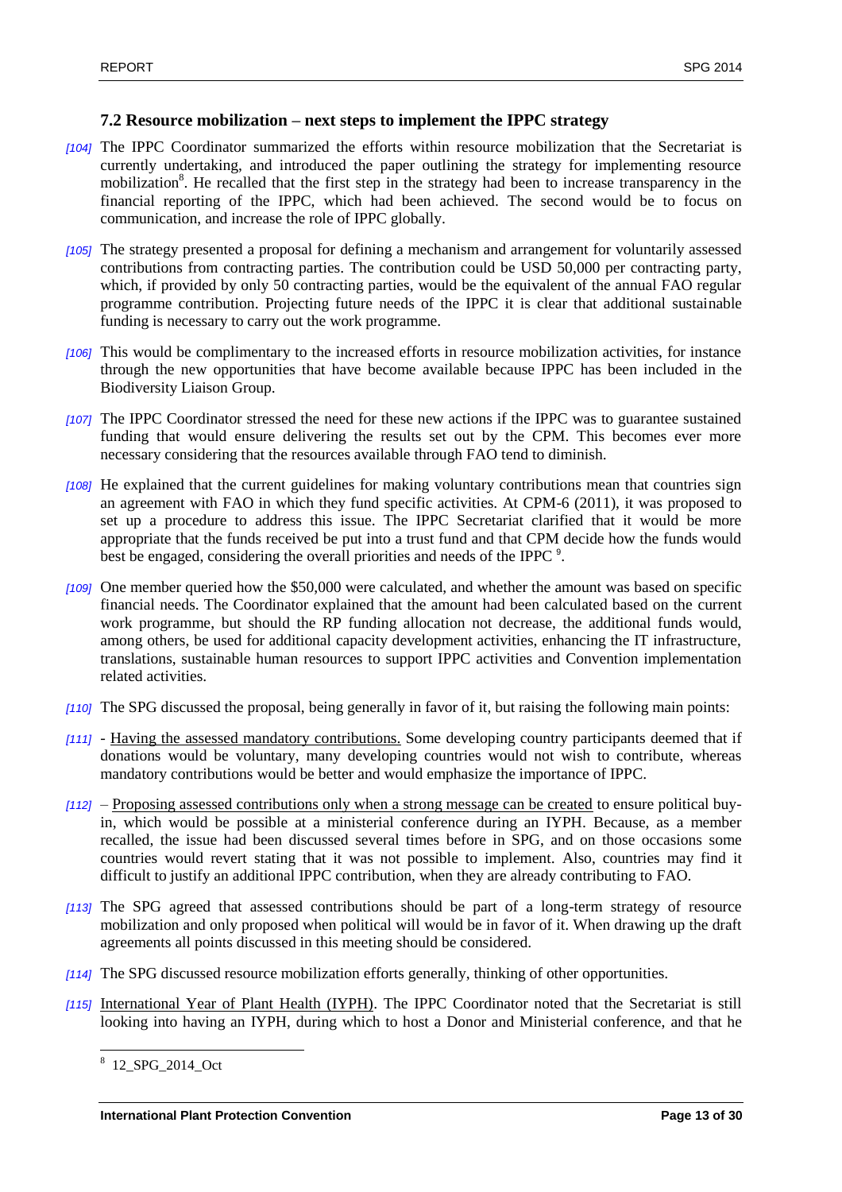### 7.2 Resource mobilization – next steps to implement the IPPC strategy

*[104]* The IPPC Coordinator summarized the efforts within resource mobilization that the Secretariat is currently undertaking, and introduced the paper outlining the strategy for implementing resource mobilization[8]. He recalled that the first step in the strategy had been to increase transparency in the financial reporting of the IPPC, which had been achieved. The second would be to focus on communication, and increase the role of IPPC globally.

*[105]* The strategy presented a proposal for defining a mechanism and arrangement for voluntarily assessed contributions from contracting parties. The contribution could be USD 50,000 per contracting party, which, if provided by only 50 contracting parties, would be the equivalent of the annual FAO regular programme contribution. Projecting future needs of the IPPC it is clear that additional sustainable funding is necessary to carry out the work programme.

*[106]* This would be complimentary to the increased efforts in resource mobilization activities, for instance through the new opportunities that have become available because IPPC has been included in the Biodiversity Liaison Group.

*[107]* The IPPC Coordinator stressed the need for these new actions if the IPPC was to guarantee sustained funding that would ensure delivering the results set out by the CPM. This becomes ever more necessary considering that the resources available through FAO tend to diminish.

*[108]* He explained that the current guidelines for making voluntary contributions mean that countries sign an agreement with FAO in which they fund specific activities. At CPM-6 (2011), it was proposed to set up a procedure to address this issue. The IPPC Secretariat clarified that it would be more appropriate that the funds received be put into a trust fund and that CPM decide how the funds would best be engaged, considering the overall priorities and needs of the IPPC [9].

*[109]* One member queried how the $50,000 were calculated, and whether the amount was based on specific financial needs. The Coordinator explained that the amount had been calculated based on the current work programme, but should the RP funding allocation not decrease, the additional funds would, among others, be used for additional capacity development activities, enhancing the IT infrastructure, translations, sustainable human resources to support IPPC activities and Convention implementation related activities.

*[110]* The SPG discussed the proposal, being generally in favor of it, but raising the following main points:

*[111]* - <u>Having the assessed mandatory contributions.</u> Some developing country participants deemed that if donations would be voluntary, many developing countries would not wish to contribute, whereas mandatory contributions would be better and would emphasize the importance of IPPC.

*[112]* – <u>Proposing assessed contributions only when a strong message can be created</u> to ensure political buy-in, which would be possible at a ministerial conference during an IYPH. Because, as a member recalled, the issue had been discussed several times before in SPG, and on those occasions some countries would revert stating that it was not possible to implement. Also, countries may find it difficult to justify an additional IPPC contribution, when they are already contributing to FAO.

*[113]* The SPG agreed that assessed contributions should be part of a long-term strategy of resource mobilization and only proposed when political will would be in favor of it. When drawing up the draft agreements all points discussed in this meeting should be considered.

*[114]* The SPG discussed resource mobilization efforts generally, thinking of other opportunities.

*[115]* <u>International Year of Plant Health (IYPH)</u>. The IPPC Coordinator noted that the Secretariat is still looking into having an IYPH, during which to host a Donor and Ministerial conference, and that he

---

[8] 12_SPG_2014_Oct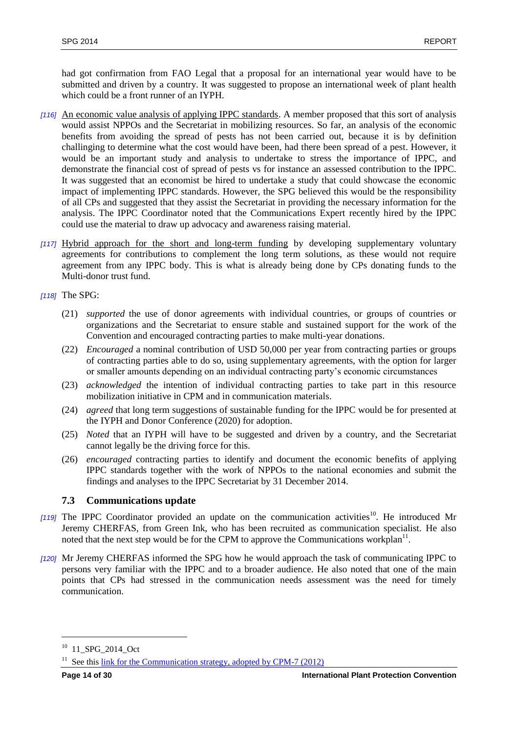had got confirmation from FAO Legal that a proposal for an international year would have to be submitted and driven by a country. It was suggested to propose an international week of plant health which could be a front runner of an IYPH.

*[116]* An economic value analysis of applying IPPC standards. A member proposed that this sort of analysis would assist NPPOs and the Secretariat in mobilizing resources. So far, an analysis of the economic benefits from avoiding the spread of pests has not been carried out, because it is by definition challenging to determine what the cost would have been, had there been spread of a pest. However, it would be an important study and analysis to undertake to stress the importance of IPPC, and demonstrate the financial cost of spread of pests vs for instance an assessed contribution to the IPPC. It was suggested that an economist be hired to undertake a study that could showcase the economic impact of implementing IPPC standards. However, the SPG believed this would be the responsibility of all CPs and suggested that they assist the Secretariat in providing the necessary information for the analysis. The IPPC Coordinator noted that the Communications Expert recently hired by the IPPC could use the material to draw up advocacy and awareness raising material.

*[117]* Hybrid approach for the short and long-term funding by developing supplementary voluntary agreements for contributions to complement the long term solutions, as these would not require agreement from any IPPC body. This is what is already being done by CPs donating funds to the Multi-donor trust fund.

*[118]* The SPG:

(21) *supported* the use of donor agreements with individual countries, or groups of countries or organizations and the Secretariat to ensure stable and sustained support for the work of the Convention and encouraged contracting parties to make multi-year donations.

(22) *Encouraged* a nominal contribution of USD 50,000 per year from contracting parties or groups of contracting parties able to do so, using supplementary agreements, with the option for larger or smaller amounts depending on an individual contracting party's economic circumstances

(23) *acknowledged* the intention of individual contracting parties to take part in this resource mobilization initiative in CPM and in communication materials.

(24) *agreed* that long term suggestions of sustainable funding for the IPPC would be for presented at the IYPH and Donor Conference (2020) for adoption.

(25) *Noted* that an IYPH will have to be suggested and driven by a country, and the Secretariat cannot legally be the driving force for this.

(26) *encouraged* contracting parties to identify and document the economic benefits of applying IPPC standards together with the work of NPPOs to the national economies and submit the findings and analyses to the IPPC Secretariat by 31 December 2014.

### 7.3 Communications update

*[119]* The IPPC Coordinator provided an update on the communication activities[10]. He introduced Mr Jeremy CHERFAS, from Green Ink, who has been recruited as communication specialist. He also noted that the next step would be for the CPM to approve the Communications workplan[11].

*[120]* Mr Jeremy CHERFAS informed the SPG how he would approach the task of communicating IPPC to persons very familiar with the IPPC and to a broader audience. He also noted that one of the main points that CPs had stressed in the communication needs assessment was the need for timely communication.

---

[10] 11_SPG_2014_Oct

[11] See this link for the Communication strategy, adopted by CPM-7 (2012)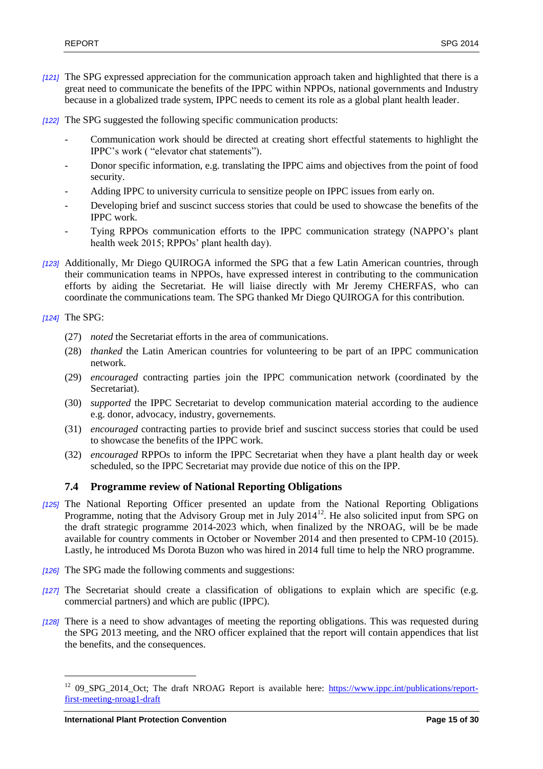*[121]* The SPG expressed appreciation for the communication approach taken and highlighted that there is a great need to communicate the benefits of the IPPC within NPPOs, national governments and Industry because in a globalized trade system, IPPC needs to cement its role as a global plant health leader.

*[122]* The SPG suggested the following specific communication products:

- Communication work should be directed at creating short effectful statements to highlight the IPPC's work ( "elevator chat statements").
- Donor specific information, e.g. translating the IPPC aims and objectives from the point of food security.
- Adding IPPC to university curricula to sensitize people on IPPC issues from early on.
- Developing brief and suscinct success stories that could be used to showcase the benefits of the IPPC work.
- Tying RPPOs communication efforts to the IPPC communication strategy (NAPPO's plant health week 2015; RPPOs' plant health day).

*[123]* Additionally, Mr Diego QUIROGA informed the SPG that a few Latin American countries, through their communication teams in NPPOs, have expressed interest in contributing to the communication efforts by aiding the Secretariat. He will liaise directly with Mr Jeremy CHERFAS, who can coordinate the communications team. The SPG thanked Mr Diego QUIROGA for this contribution.

*[124]* The SPG:

(27) *noted* the Secretariat efforts in the area of communications.

(28) *thanked* the Latin American countries for volunteering to be part of an IPPC communication network.

(29) *encouraged* contracting parties join the IPPC communication network (coordinated by the Secretariat).

(30) *supported* the IPPC Secretariat to develop communication material according to the audience e.g. donor, advocacy, industry, governements.

(31) *encouraged* contracting parties to provide brief and suscinct success stories that could be used to showcase the benefits of the IPPC work.

(32) *encouraged* RPPOs to inform the IPPC Secretariat when they have a plant health day or week scheduled, so the IPPC Secretariat may provide due notice of this on the IPP.

### 7.4 Programme review of National Reporting Obligations

*[125]* The National Reporting Officer presented an update from the National Reporting Obligations Programme, noting that the Advisory Group met in July 2014[12]. He also solicited input from SPG on the draft strategic programme 2014-2023 which, when finalized by the NROAG, will be be made available for country comments in October or November 2014 and then presented to CPM-10 (2015). Lastly, he introduced Ms Dorota Buzon who was hired in 2014 full time to help the NRO programme.

*[126]* The SPG made the following comments and suggestions:

*[127]* The Secretariat should create a classification of obligations to explain which are specific (e.g. commercial partners) and which are public (IPPC).

*[128]* There is a need to show advantages of meeting the reporting obligations. This was requested during the SPG 2013 meeting, and the NRO officer explained that the report will contain appendices that list the benefits, and the consequences.

---

[12] 09_SPG_2014_Oct; The draft NROAG Report is available here: https://www.ippc.int/publications/report-first-meeting-nroag1-draft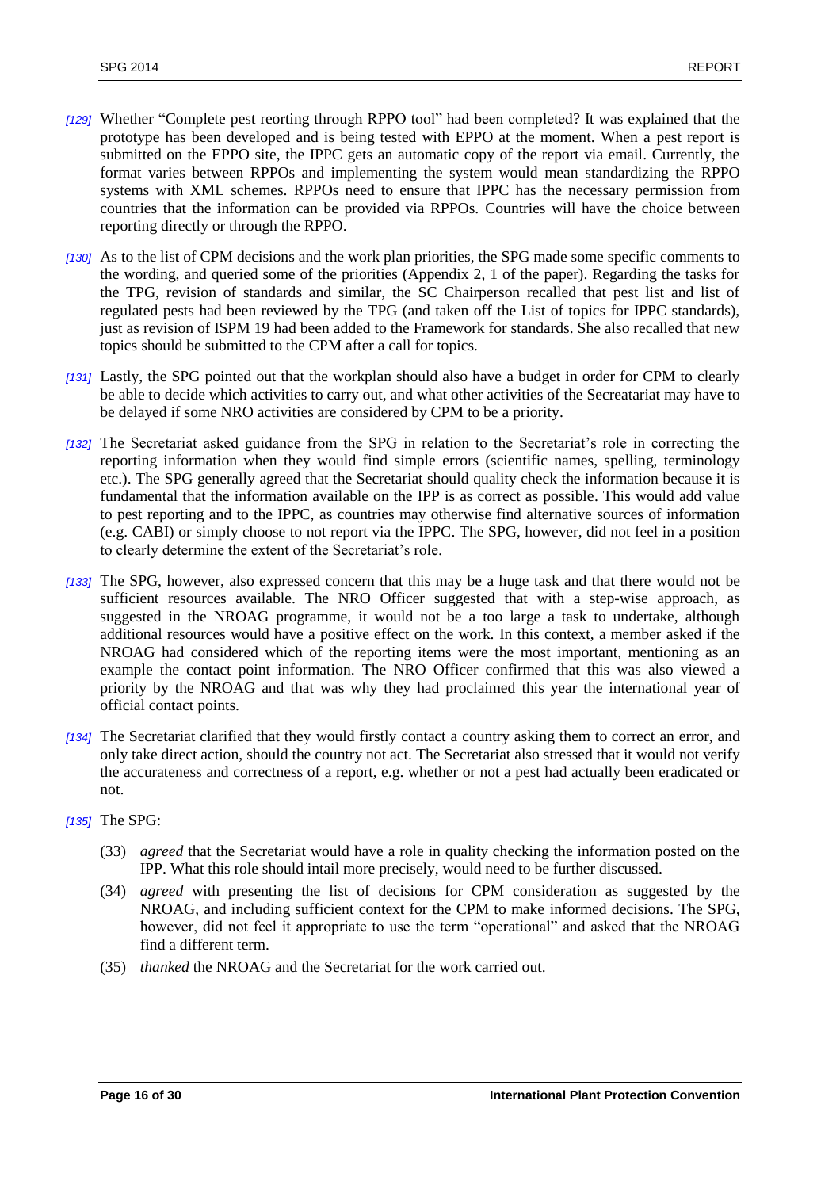*[129]* Whether "Complete pest reorting through RPPO tool" had been completed? It was explained that the prototype has been developed and is being tested with EPPO at the moment. When a pest report is submitted on the EPPO site, the IPPC gets an automatic copy of the report via email. Currently, the format varies between RPPOs and implementing the system would mean standardizing the RPPO systems with XML schemes. RPPOs need to ensure that IPPC has the necessary permission from countries that the information can be provided via RPPOs. Countries will have the choice between reporting directly or through the RPPO.

*[130]* As to the list of CPM decisions and the work plan priorities, the SPG made some specific comments to the wording, and queried some of the priorities (Appendix 2, 1 of the paper). Regarding the tasks for the TPG, revision of standards and similar, the SC Chairperson recalled that pest list and list of regulated pests had been reviewed by the TPG (and taken off the List of topics for IPPC standards), just as revision of ISPM 19 had been added to the Framework for standards. She also recalled that new topics should be submitted to the CPM after a call for topics.

*[131]* Lastly, the SPG pointed out that the workplan should also have a budget in order for CPM to clearly be able to decide which activities to carry out, and what other activities of the Secreatariat may have to be delayed if some NRO activities are considered by CPM to be a priority.

*[132]* The Secretariat asked guidance from the SPG in relation to the Secretariat's role in correcting the reporting information when they would find simple errors (scientific names, spelling, terminology etc.). The SPG generally agreed that the Secretariat should quality check the information because it is fundamental that the information available on the IPP is as correct as possible. This would add value to pest reporting and to the IPPC, as countries may otherwise find alternative sources of information (e.g. CABI) or simply choose to not report via the IPPC. The SPG, however, did not feel in a position to clearly determine the extent of the Secretariat's role.

*[133]* The SPG, however, also expressed concern that this may be a huge task and that there would not be sufficient resources available. The NRO Officer suggested that with a step-wise approach, as suggested in the NROAG programme, it would not be a too large a task to undertake, although additional resources would have a positive effect on the work. In this context, a member asked if the NROAG had considered which of the reporting items were the most important, mentioning as an example the contact point information. The NRO Officer confirmed that this was also viewed a priority by the NROAG and that was why they had proclaimed this year the international year of official contact points.

*[134]* The Secretariat clarified that they would firstly contact a country asking them to correct an error, and only take direct action, should the country not act. The Secretariat also stressed that it would not verify the accurateness and correctness of a report, e.g. whether or not a pest had actually been eradicated or not.

*[135]* The SPG:

(33) *agreed* that the Secretariat would have a role in quality checking the information posted on the IPP. What this role should intail more precisely, would need to be further discussed.

(34) *agreed* with presenting the list of decisions for CPM consideration as suggested by the NROAG, and including sufficient context for the CPM to make informed decisions. The SPG, however, did not feel it appropriate to use the term "operational" and asked that the NROAG find a different term.

(35) *thanked* the NROAG and the Secretariat for the work carried out.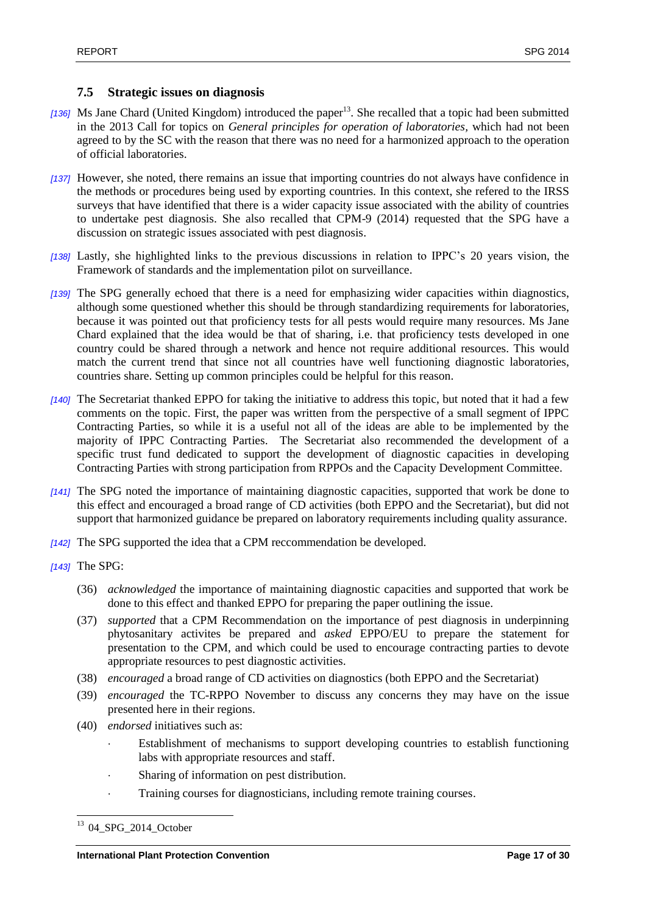### 7.5 Strategic issues on diagnosis

*[136]* Ms Jane Chard (United Kingdom) introduced the paper[13]. She recalled that a topic had been submitted in the 2013 Call for topics on *General principles for operation of laboratories,* which had not been agreed to by the SC with the reason that there was no need for a harmonized approach to the operation of official laboratories.

*[137]* However, she noted, there remains an issue that importing countries do not always have confidence in the methods or procedures being used by exporting countries. In this context, she refered to the IRSS surveys that have identified that there is a wider capacity issue associated with the ability of countries to undertake pest diagnosis. She also recalled that CPM-9 (2014) requested that the SPG have a discussion on strategic issues associated with pest diagnosis.

*[138]* Lastly, she highlighted links to the previous discussions in relation to IPPC's 20 years vision, the Framework of standards and the implementation pilot on surveillance.

*[139]* The SPG generally echoed that there is a need for emphasizing wider capacities within diagnostics, although some questioned whether this should be through standardizing requirements for laboratories, because it was pointed out that proficiency tests for all pests would require many resources. Ms Jane Chard explained that the idea would be that of sharing, i.e. that proficiency tests developed in one country could be shared through a network and hence not require additional resources. This would match the current trend that since not all countries have well functioning diagnostic laboratories, countries share. Setting up common principles could be helpful for this reason.

*[140]* The Secretariat thanked EPPO for taking the initiative to address this topic, but noted that it had a few comments on the topic. First, the paper was written from the perspective of a small segment of IPPC Contracting Parties, so while it is a useful not all of the ideas are able to be implemented by the majority of IPPC Contracting Parties. The Secretariat also recommended the development of a specific trust fund dedicated to support the development of diagnostic capacities in developing Contracting Parties with strong participation from RPPOs and the Capacity Development Committee.

*[141]* The SPG noted the importance of maintaining diagnostic capacities, supported that work be done to this effect and encouraged a broad range of CD activities (both EPPO and the Secretariat), but did not support that harmonized guidance be prepared on laboratory requirements including quality assurance.

*[142]* The SPG supported the idea that a CPM reccommendation be developed.

*[143]* The SPG:

(36) *acknowledged* the importance of maintaining diagnostic capacities and supported that work be done to this effect and thanked EPPO for preparing the paper outlining the issue.

(37) *supported* that a CPM Recommendation on the importance of pest diagnosis in underpinning phytosanitary activites be prepared and *asked* EPPO/EU to prepare the statement for presentation to the CPM, and which could be used to encourage contracting parties to devote appropriate resources to pest diagnostic activities.

(38) *encouraged* a broad range of CD activities on diagnostics (both EPPO and the Secretariat)

(39) *encouraged* the TC-RPPO November to discuss any concerns they may have on the issue presented here in their regions.

(40) *endorsed* initiatives such as:

- Establishment of mechanisms to support developing countries to establish functioning labs with appropriate resources and staff.
- Sharing of information on pest distribution.
- Training courses for diagnosticians, including remote training courses.

[13] 04_SPG_2014_October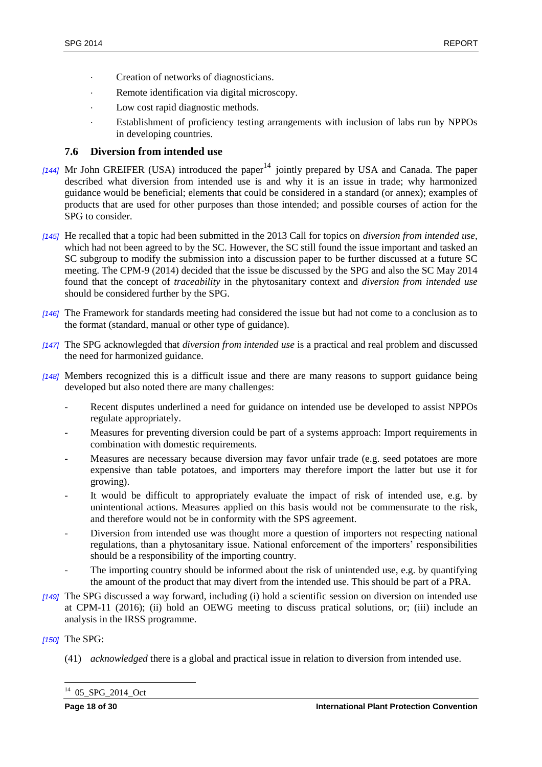- Creation of networks of diagnosticians.
- Remote identification via digital microscopy.
- Low cost rapid diagnostic methods.
- Establishment of proficiency testing arrangements with inclusion of labs run by NPPOs in developing countries.

### 7.6 Diversion from intended use

*[144]* Mr John GREIFER (USA) introduced the paper[14] jointly prepared by USA and Canada. The paper described what diversion from intended use is and why it is an issue in trade; why harmonized guidance would be beneficial; elements that could be considered in a standard (or annex); examples of products that are used for other purposes than those intended; and possible courses of action for the SPG to consider.

*[145]* He recalled that a topic had been submitted in the 2013 Call for topics on *diversion from intended use,* which had not been agreed to by the SC. However, the SC still found the issue important and tasked an SC subgroup to modify the submission into a discussion paper to be further discussed at a future SC meeting. The CPM-9 (2014) decided that the issue be discussed by the SPG and also the SC May 2014 found that the concept of *traceability* in the phytosanitary context and *diversion from intended use* should be considered further by the SPG.

*[146]* The Framework for standards meeting had considered the issue but had not come to a conclusion as to the format (standard, manual or other type of guidance).

*[147]* The SPG acknowledged that *diversion from intended use* is a practical and real problem and discussed the need for harmonized guidance.

*[148]* Members recognized this is a difficult issue and there are many reasons to support guidance being developed but also noted there are many challenges:

- Recent disputes underlined a need for guidance on intended use be developed to assist NPPOs regulate appropriately.
- Measures for preventing diversion could be part of a systems approach: Import requirements in combination with domestic requirements.
- Measures are necessary because diversion may favor unfair trade (e.g. seed potatoes are more expensive than table potatoes, and importers may therefore import the latter but use it for growing).
- It would be difficult to appropriately evaluate the impact of risk of intended use, e.g. by unintentional actions. Measures applied on this basis would not be commensurate to the risk, and therefore would not be in conformity with the SPS agreement.
- Diversion from intended use was thought more a question of importers not respecting national regulations, than a phytosanitary issue. National enforcement of the importers' responsibilities should be a responsibility of the importing country.
- The importing country should be informed about the risk of unintended use, e.g. by quantifying the amount of the product that may divert from the intended use. This should be part of a PRA.

*[149]* The SPG discussed a way forward, including (i) hold a scientific session on diversion on intended use at CPM-11 (2016); (ii) hold an OEWG meeting to discuss pratical solutions, or; (iii) include an analysis in the IRSS programme.

*[150]* The SPG:

(41) *acknowledged* there is a global and practical issue in relation to diversion from intended use.

---

[14] 05_SPG_2014_Oct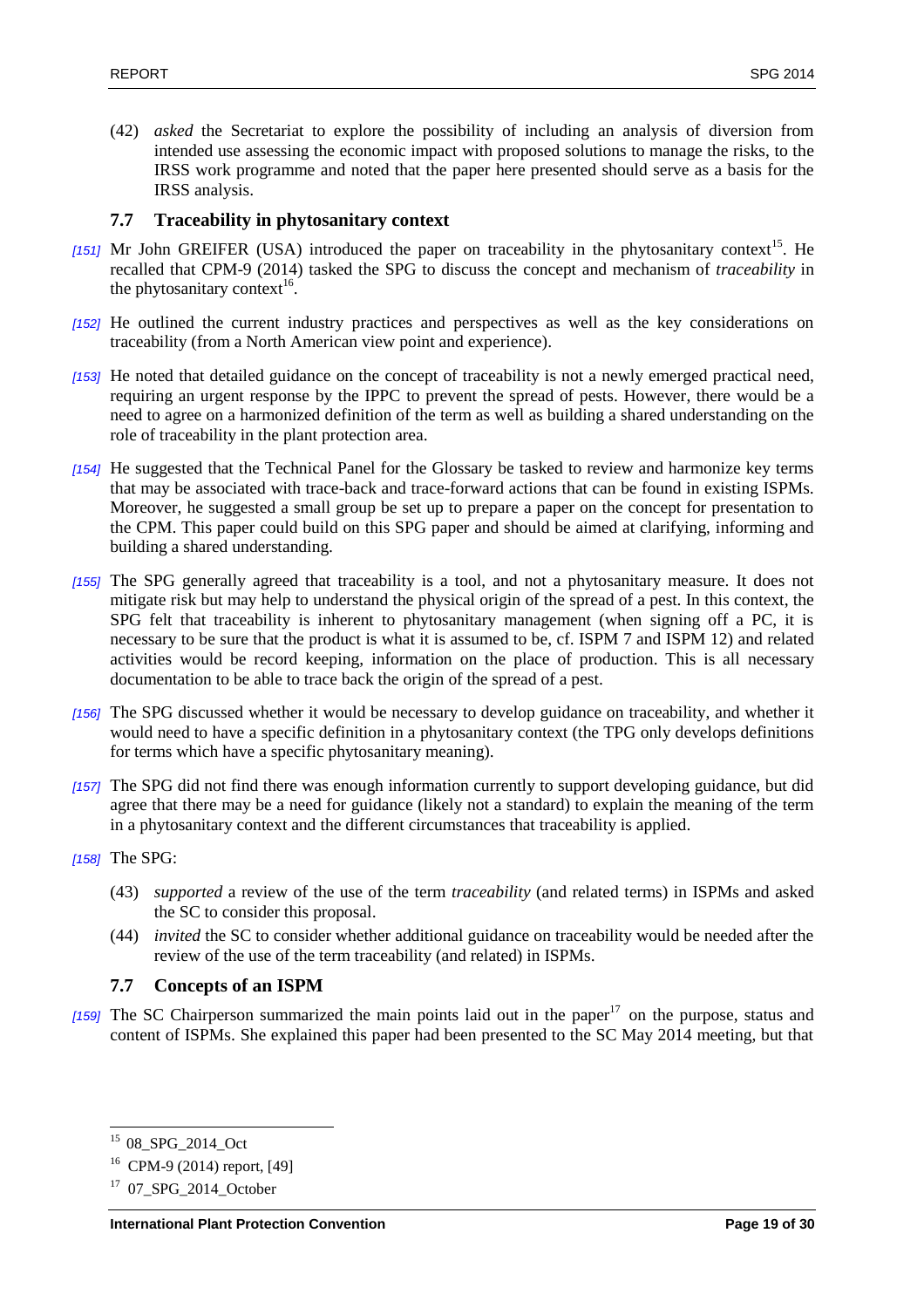(42) *asked* the Secretariat to explore the possibility of including an analysis of diversion from intended use assessing the economic impact with proposed solutions to manage the risks, to the IRSS work programme and noted that the paper here presented should serve as a basis for the IRSS analysis.

## 7.7 Traceability in phytosanitary context

*[151]* Mr John GREIFER (USA) introduced the paper on traceability in the phytosanitary context[15]. He recalled that CPM-9 (2014) tasked the SPG to discuss the concept and mechanism of *traceability* in the phytosanitary context[16].

*[152]* He outlined the current industry practices and perspectives as well as the key considerations on traceability (from a North American view point and experience).

*[153]* He noted that detailed guidance on the concept of traceability is not a newly emerged practical need, requiring an urgent response by the IPPC to prevent the spread of pests. However, there would be a need to agree on a harmonized definition of the term as well as building a shared understanding on the role of traceability in the plant protection area.

*[154]* He suggested that the Technical Panel for the Glossary be tasked to review and harmonize key terms that may be associated with trace-back and trace-forward actions that can be found in existing ISPMs. Moreover, he suggested a small group be set up to prepare a paper on the concept for presentation to the CPM. This paper could build on this SPG paper and should be aimed at clarifying, informing and building a shared understanding.

*[155]* The SPG generally agreed that traceability is a tool, and not a phytosanitary measure. It does not mitigate risk but may help to understand the physical origin of the spread of a pest. In this context, the SPG felt that traceability is inherent to phytosanitary management (when signing off a PC, it is necessary to be sure that the product is what it is assumed to be, cf. ISPM 7 and ISPM 12) and related activities would be record keeping, information on the place of production. This is all necessary documentation to be able to trace back the origin of the spread of a pest.

*[156]* The SPG discussed whether it would be necessary to develop guidance on traceability, and whether it would need to have a specific definition in a phytosanitary context (the TPG only develops definitions for terms which have a specific phytosanitary meaning).

*[157]* The SPG did not find there was enough information currently to support developing guidance, but did agree that there may be a need for guidance (likely not a standard) to explain the meaning of the term in a phytosanitary context and the different circumstances that traceability is applied.

*[158]* The SPG:

(43) *supported* a review of the use of the term *traceability* (and related terms) in ISPMs and asked the SC to consider this proposal.

(44) *invited* the SC to consider whether additional guidance on traceability would be needed after the review of the use of the term traceability (and related) in ISPMs.

## 7.7 Concepts of an ISPM

*[159]* The SC Chairperson summarized the main points laid out in the paper[17] on the purpose, status and content of ISPMs. She explained this paper had been presented to the SC May 2014 meeting, but that

---

[15] 08_SPG_2014_Oct

[16] CPM-9 (2014) report, [49]

[17] 07_SPG_2014_October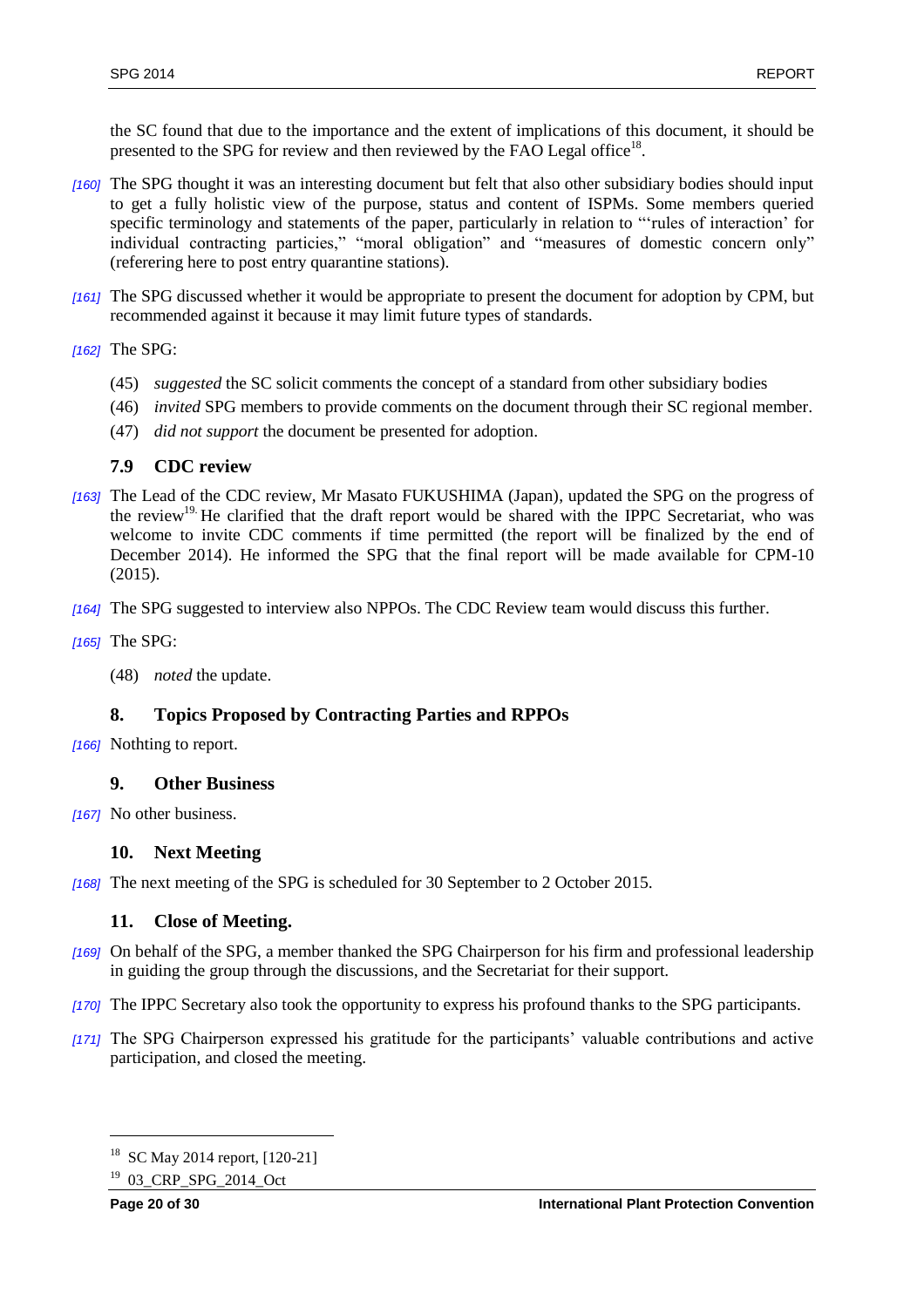the SC found that due to the importance and the extent of implications of this document, it should be presented to the SPG for review and then reviewed by the FAO Legal office[18].

*[160]* The SPG thought it was an interesting document but felt that also other subsidiary bodies should input to get a fully holistic view of the purpose, status and content of ISPMs. Some members queried specific terminology and statements of the paper, particularly in relation to "'rules of interaction' for individual contracting particies," "moral obligation" and "measures of domestic concern only" (referering here to post entry quarantine stations).

*[161]* The SPG discussed whether it would be appropriate to present the document for adoption by CPM, but recommended against it because it may limit future types of standards.

*[162]* The SPG:

(45) *suggested* the SC solicit comments the concept of a standard from other subsidiary bodies

(46) *invited* SPG members to provide comments on the document through their SC regional member.

(47) *did not support* the document be presented for adoption.

### 7.9 CDC review

*[163]* The Lead of the CDC review, Mr Masato FUKUSHIMA (Japan), updated the SPG on the progress of the review[19]. He clarified that the draft report would be shared with the IPPC Secretariat, who was welcome to invite CDC comments if time permitted (the report will be finalized by the end of December 2014). He informed the SPG that the final report will be made available for CPM-10 (2015).

*[164]* The SPG suggested to interview also NPPOs. The CDC Review team would discuss this further.

*[165]* The SPG:

(48) *noted* the update.

## 8. Topics Proposed by Contracting Parties and RPPOs

*[166]* Nothting to report.

## 9. Other Business

*[167]* No other business.

## 10. Next Meeting

*[168]* The next meeting of the SPG is scheduled for 30 September to 2 October 2015.

## 11. Close of Meeting.

*[169]* On behalf of the SPG, a member thanked the SPG Chairperson for his firm and professional leadership in guiding the group through the discussions, and the Secretariat for their support.

*[170]* The IPPC Secretary also took the opportunity to express his profound thanks to the SPG participants.

*[171]* The SPG Chairperson expressed his gratitude for the participants' valuable contributions and active participation, and closed the meeting.

---

[18] SC May 2014 report, [120-21]

[19] 03_CRP_SPG_2014_Oct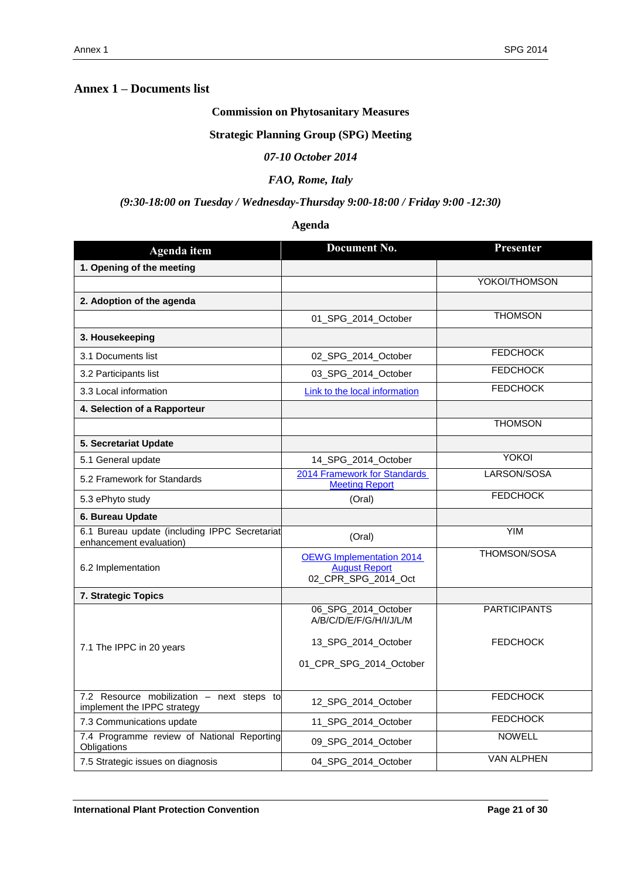# Annex 1 – Documents list

**Commission on Phytosanitary Measures**

**Strategic Planning Group (SPG) Meeting**

***07-10 October 2014***

***FAO, Rome, Italy***

***(9:30-18:00 on Tuesday / Wednesday-Thursday 9:00-18:00 / Friday 9:00 -12:30)***

**Agenda**

| Agenda item | Document No. | Presenter |
|---|---|---|
| **1. Opening of the meeting** | | |
| | | YOKOI/THOMSON |
| **2. Adoption of the agenda** | | |
| | 01_SPG_2014_October | THOMSON |
| **3. Housekeeping** | | |
| 3.1 Documents list | 02_SPG_2014_October | FEDCHOCK |
| 3.2 Participants list | 03_SPG_2014_October | FEDCHOCK |
| 3.3 Local information | Link to the local information | FEDCHOCK |
| **4. Selection of a Rapporteur** | | |
| | | THOMSON |
| **5. Secretariat Update** | | |
| 5.1 General update | 14_SPG_2014_October | YOKOI |
| 5.2 Framework for Standards | 2014 Framework for Standards Meeting Report | LARSON/SOSA |
| 5.3 ePhyto study | (Oral) | FEDCHOCK |
| **6. Bureau Update** | | |
| 6.1 Bureau update (including IPPC Secretariat enhancement evaluation) | (Oral) | YIM |
| 6.2 Implementation | OEWG Implementation 2014 August Report<br>02_CPR_SPG_2014_Oct | THOMSON/SOSA |
| **7. Strategic Topics** | | |
| 7.1 The IPPC in 20 years | 06_SPG_2014_October A/B/C/D/E/F/G/H/I/J/L/M<br><br>13_SPG_2014_October<br><br>01_CPR_SPG_2014_October | PARTICIPANTS<br><br>FEDCHOCK |
| 7.2 Resource mobilization – next steps to implement the IPPC strategy | 12_SPG_2014_October | FEDCHOCK |
| 7.3 Communications update | 11_SPG_2014_October | FEDCHOCK |
| 7.4 Programme review of National Reporting Obligations | 09_SPG_2014_October | NOWELL |
| 7.5 Strategic issues on diagnosis | 04_SPG_2014_October | VAN ALPHEN |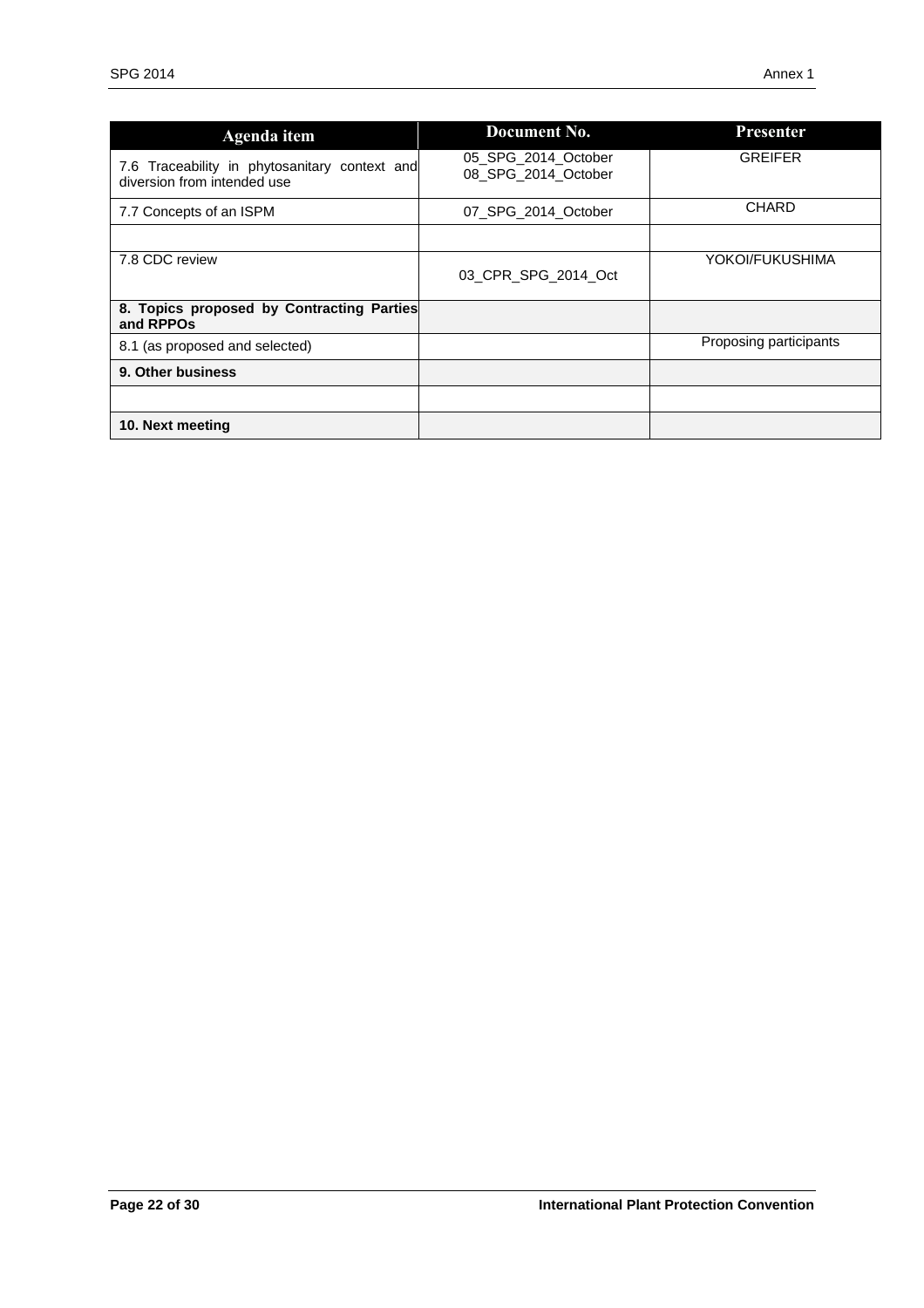| Agenda item | Document No. | Presenter |
|---|---|---|
| 7.6 Traceability in phytosanitary context and diversion from intended use | 05_SPG_2014_October<br>08_SPG_2014_October | GREIFER |
| 7.7 Concepts of an ISPM | 07_SPG_2014_October | CHARD |
| | | |
| 7.8 CDC review | 03_CPR_SPG_2014_Oct | YOKOI/FUKUSHIMA |
| **8. Topics proposed by Contracting Parties and RPPOs** | | |
| 8.1 (as proposed and selected) | | Proposing participants |
| **9. Other business** | | |
| | | |
| **10. Next meeting** | | |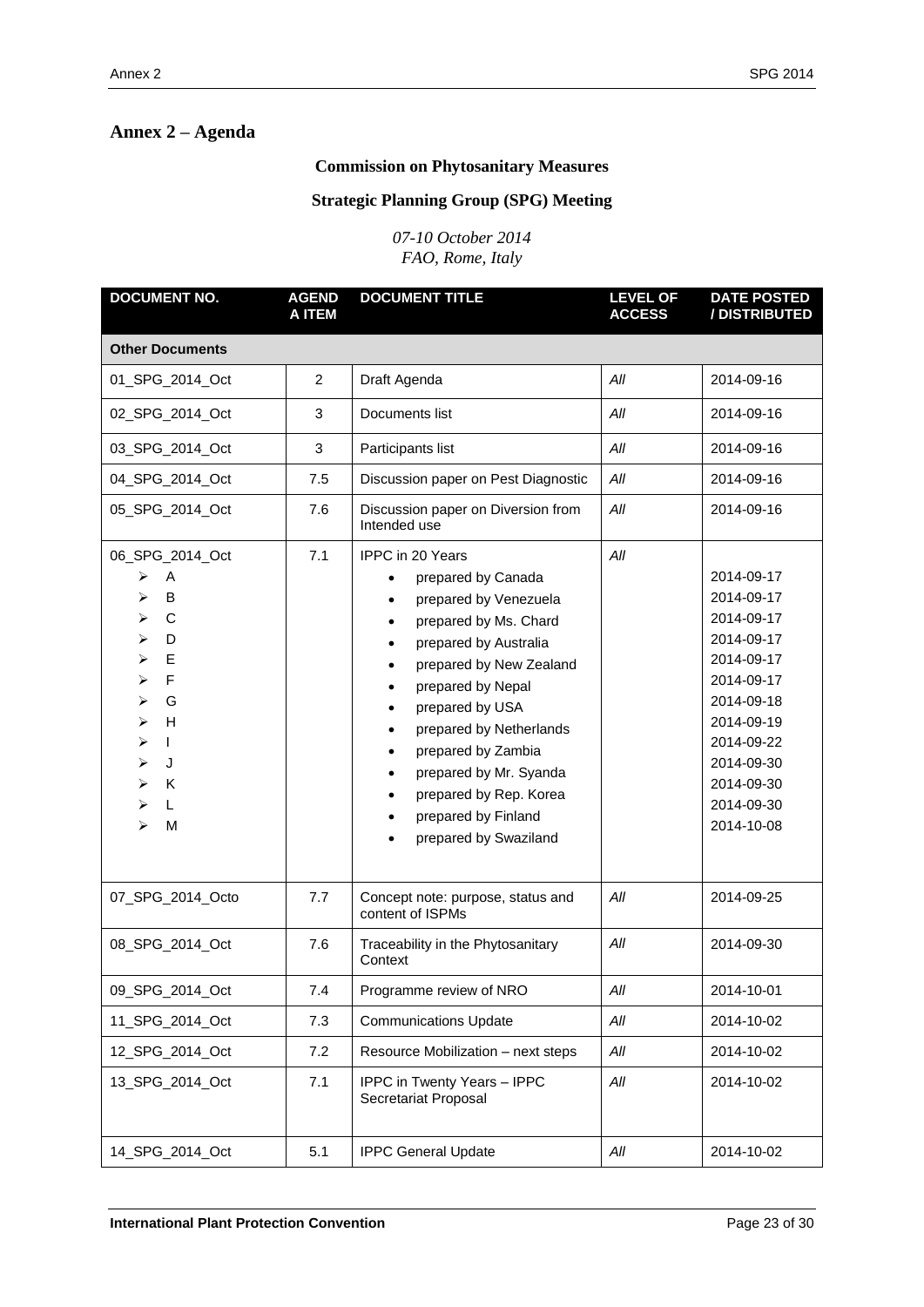## Annex 2 – Agenda

**Commission on Phytosanitary Measures**

**Strategic Planning Group (SPG) Meeting**

*07-10 October 2014*
*FAO, Rome, Italy*

| DOCUMENT NO. | AGENDA ITEM | DOCUMENT TITLE | LEVEL OF ACCESS | DATE POSTED / DISTRIBUTED |
|---|---|---|---|---|
| **Other Documents** | | | | |
| 01_SPG_2014_Oct | 2 | Draft Agenda | *All* | 2014-09-16 |
| 02_SPG_2014_Oct | 3 | Documents list | *All* | 2014-09-16 |
| 03_SPG_2014_Oct | 3 | Participants list | *All* | 2014-09-16 |
| 04_SPG_2014_Oct | 7.5 | Discussion paper on Pest Diagnostic | *All* | 2014-09-16 |
| 05_SPG_2014_Oct | 7.6 | Discussion paper on Diversion from Intended use | *All* | 2014-09-16 |
| 06_SPG_2014_Oct | 7.1 | IPPC in 20 Years | *All* | |
| ➢ A | | • prepared by Canada | | 2014-09-17 |
| ➢ B | | • prepared by Venezuela | | 2014-09-17 |
| ➢ C | | • prepared by Ms. Chard | | 2014-09-17 |
| ➢ D | | • prepared by Australia | | 2014-09-17 |
| ➢ E | | • prepared by New Zealand | | 2014-09-17 |
| ➢ F | | • prepared by Nepal | | 2014-09-17 |
| ➢ G | | • prepared by USA | | 2014-09-18 |
| ➢ H | | • prepared by Netherlands | | 2014-09-19 |
| ➢ I | | • prepared by Zambia | | 2014-09-22 |
| ➢ J | | • prepared by Mr. Syanda | | 2014-09-30 |
| ➢ K | | • prepared by Rep. Korea | | 2014-09-30 |
| ➢ L | | • prepared by Finland | | 2014-09-30 |
| ➢ M | | • prepared by Swaziland | | 2014-10-08 |
| 07_SPG_2014_Octo | 7.7 | Concept note: purpose, status and content of ISPMs | *All* | 2014-09-25 |
| 08_SPG_2014_Oct | 7.6 | Traceability in the Phytosanitary Context | *All* | 2014-09-30 |
| 09_SPG_2014_Oct | 7.4 | Programme review of NRO | *All* | 2014-10-01 |
| 11_SPG_2014_Oct | 7.3 | Communications Update | *All* | 2014-10-02 |
| 12_SPG_2014_Oct | 7.2 | Resource Mobilization – next steps | *All* | 2014-10-02 |
| 13_SPG_2014_Oct | 7.1 | IPPC in Twenty Years – IPPC Secretariat Proposal | *All* | 2014-10-02 |
| 14_SPG_2014_Oct | 5.1 | IPPC General Update | *All* | 2014-10-02 |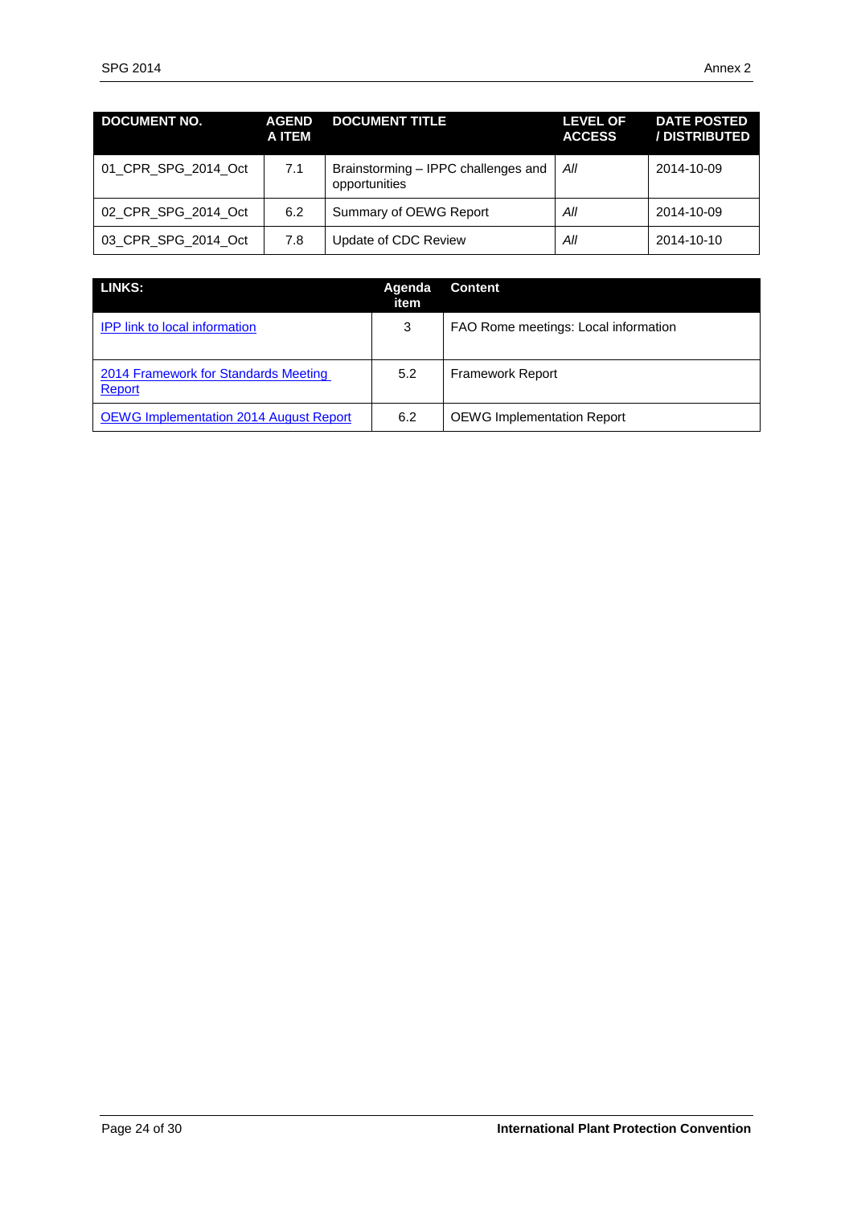| DOCUMENT NO. | AGENDA ITEM | DOCUMENT TITLE | LEVEL OF ACCESS | DATE POSTED / DISTRIBUTED |
|---|---|---|---|---|
| 01_CPR_SPG_2014_Oct | 7.1 | Brainstorming – IPPC challenges and opportunities | *All* | 2014-10-09 |
| 02_CPR_SPG_2014_Oct | 6.2 | Summary of OEWG Report | *All* | 2014-10-09 |
| 03_CPR_SPG_2014_Oct | 7.8 | Update of CDC Review | *All* | 2014-10-10 |

| LINKS: | Agenda item | Content |
|---|---|---|
| IPP link to local information | 3 | FAO Rome meetings: Local information |
| 2014 Framework for Standards Meeting Report | 5.2 | Framework Report |
| OEWG Implementation 2014 August Report | 6.2 | OEWG Implementation Report |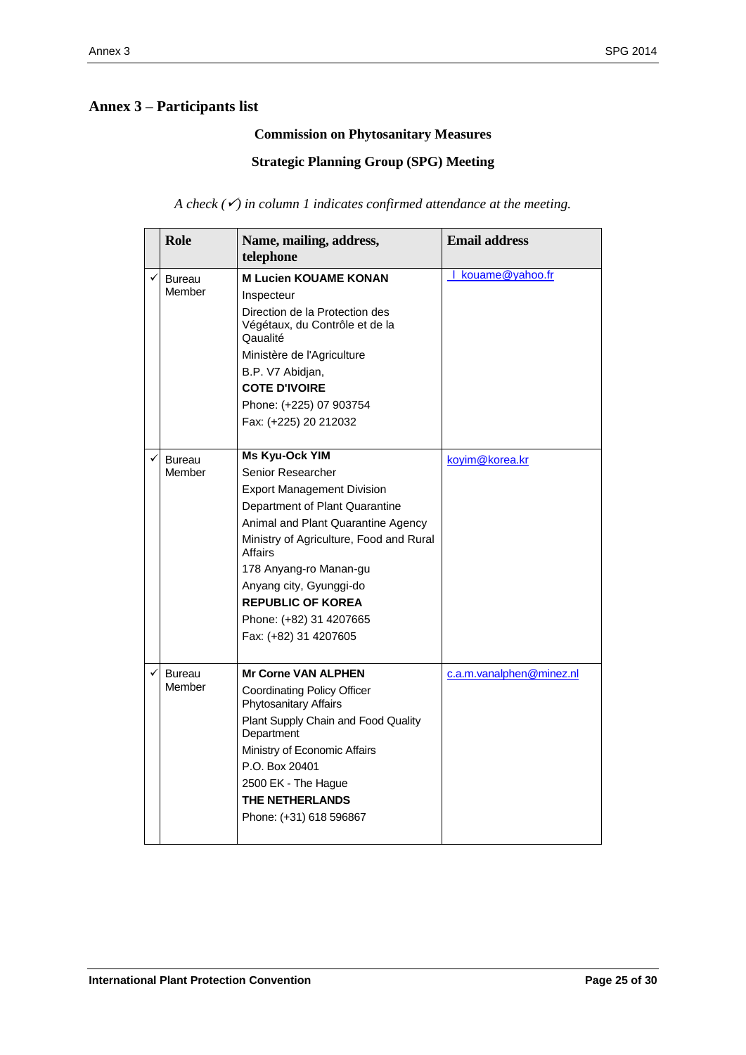# Annex 3 – Participants list

**Commission on Phytosanitary Measures**

**Strategic Planning Group (SPG) Meeting**

*A check (✓) in column 1 indicates confirmed attendance at the meeting.*

| | Role | Name, mailing, address, telephone | Email address |
|---|---|---|---|
| ✓ | Bureau Member | **M Lucien KOUAME KONAN**<br>Inspecteur<br>Direction de la Protection des Végétaux, du Contrôle et de la Qaualité<br>Ministère de l'Agriculture<br>B.P. V7 Abidjan,<br>**COTE D'IVOIRE**<br>Phone: (+225) 07 903754<br>Fax: (+225) 20 212032 | l_kouame@yahoo.fr |
| ✓ | Bureau Member | **Ms Kyu-Ock YIM**<br>Senior Researcher<br>Export Management Division<br>Department of Plant Quarantine<br>Animal and Plant Quarantine Agency<br>Ministry of Agriculture, Food and Rural Affairs<br>178 Anyang-ro Manan-gu<br>Anyang city, Gyunggi-do<br>**REPUBLIC OF KOREA**<br>Phone: (+82) 31 4207665<br>Fax: (+82) 31 4207605 | koyim@korea.kr |
| ✓ | Bureau Member | **Mr Corne VAN ALPHEN**<br>Coordinating Policy Officer Phytosanitary Affairs<br>Plant Supply Chain and Food Quality Department<br>Ministry of Economic Affairs<br>P.O. Box 20401<br>2500 EK - The Hague<br>**THE NETHERLANDS**<br>Phone: (+31) 618 596867 | c.a.m.vanalphen@minez.nl |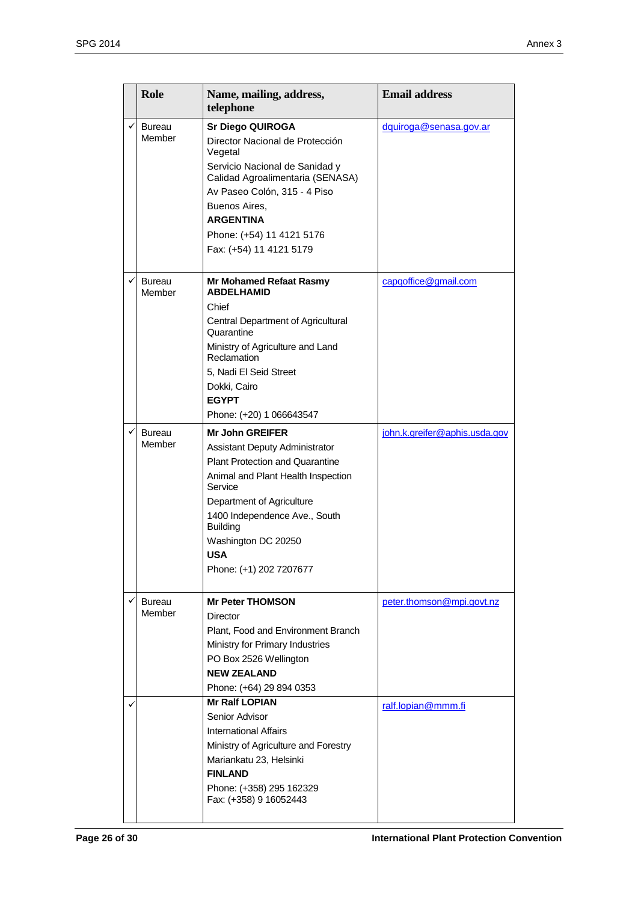|  | Role | Name, mailing, address, telephone | Email address |
|---|---|---|---|
| ✓ | Bureau Member | **Sr Diego QUIROGA**<br>Director Nacional de Protección Vegetal<br>Servicio Nacional de Sanidad y Calidad Agroalimentaria (SENASA)<br>Av Paseo Colón, 315 - 4 Piso<br>Buenos Aires,<br>**ARGENTINA**<br>Phone: (+54) 11 4121 5176<br>Fax: (+54) 11 4121 5179 | dquiroga@senasa.gov.ar |
| ✓ | Bureau Member | **Mr Mohamed Refaat Rasmy ABDELHAMID**<br>Chief<br>Central Department of Agricultural Quarantine<br>Ministry of Agriculture and Land Reclamation<br>5, Nadi El Seid Street<br>Dokki, Cairo<br>**EGYPT**<br>Phone: (+20) 1 066643547 | capqoffice@gmail.com |
| ✓ | Bureau Member | **Mr John GREIFER**<br>Assistant Deputy Administrator<br>Plant Protection and Quarantine<br>Animal and Plant Health Inspection Service<br>Department of Agriculture<br>1400 Independence Ave., South Building<br>Washington DC 20250<br>**USA**<br>Phone: (+1) 202 7207677 | john.k.greifer@aphis.usda.gov |
| ✓ | Bureau Member | **Mr Peter THOMSON**<br>Director<br>Plant, Food and Environment Branch<br>Ministry for Primary Industries<br>PO Box 2526 Wellington<br>**NEW ZEALAND**<br>Phone: (+64) 29 894 0353 | peter.thomson@mpi.govt.nz |
| ✓ |  | **Mr Ralf LOPIAN**<br>Senior Advisor<br>International Affairs<br>Ministry of Agriculture and Forestry<br>Mariankatu 23, Helsinki<br>**FINLAND**<br>Phone: (+358) 295 162329<br>Fax: (+358) 9 16052443 | ralf.lopian@mmm.fi |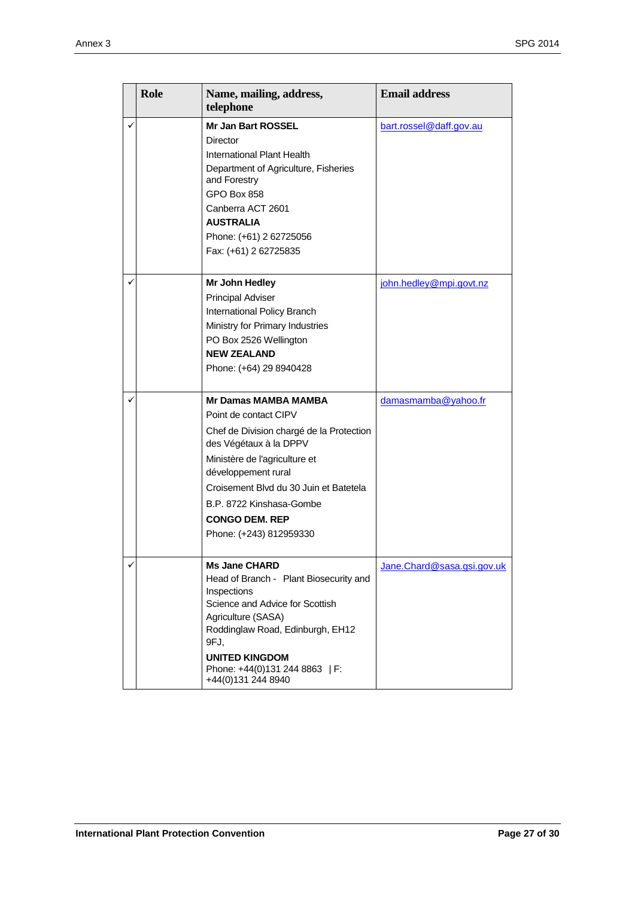| | Role | Name, mailing, address, telephone | Email address |
|---|---|---|---|
| ✓ | | **Mr Jan Bart ROSSEL**<br>Director<br>International Plant Health<br>Department of Agriculture, Fisheries and Forestry<br>GPO Box 858<br>Canberra ACT 2601<br>**AUSTRALIA**<br>Phone: (+61) 2 62725056<br>Fax: (+61) 2 62725835 | bart.rossel@daff.gov.au |
| ✓ | | **Mr John Hedley**<br>Principal Adviser<br>International Policy Branch<br>Ministry for Primary Industries<br>PO Box 2526 Wellington<br>**NEW ZEALAND**<br>Phone: (+64) 29 8940428 | john.hedley@mpi.govt.nz |
| ✓ | | **Mr Damas MAMBA MAMBA**<br>Point de contact CIPV<br>Chef de Division chargé de la Protection des Végétaux à la DPPV<br>Ministère de l'agriculture et développement rural<br>Croisement Blvd du 30 Juin et Batetela<br>B.P. 8722 Kinshasa-Gombe<br>**CONGO DEM. REP**<br>Phone: (+243) 812959330 | damasmamba@yahoo.fr |
| ✓ | | **Ms Jane CHARD**<br>Head of Branch - Plant Biosecurity and Inspections<br>Science and Advice for Scottish Agriculture (SASA)<br>Roddinglaw Road, Edinburgh, EH12 9FJ,<br>**UNITED KINGDOM**<br>Phone: +44(0)131 244 8863 \| F: +44(0)131 244 8940 | Jane.Chard@sasa.gsi.gov.uk |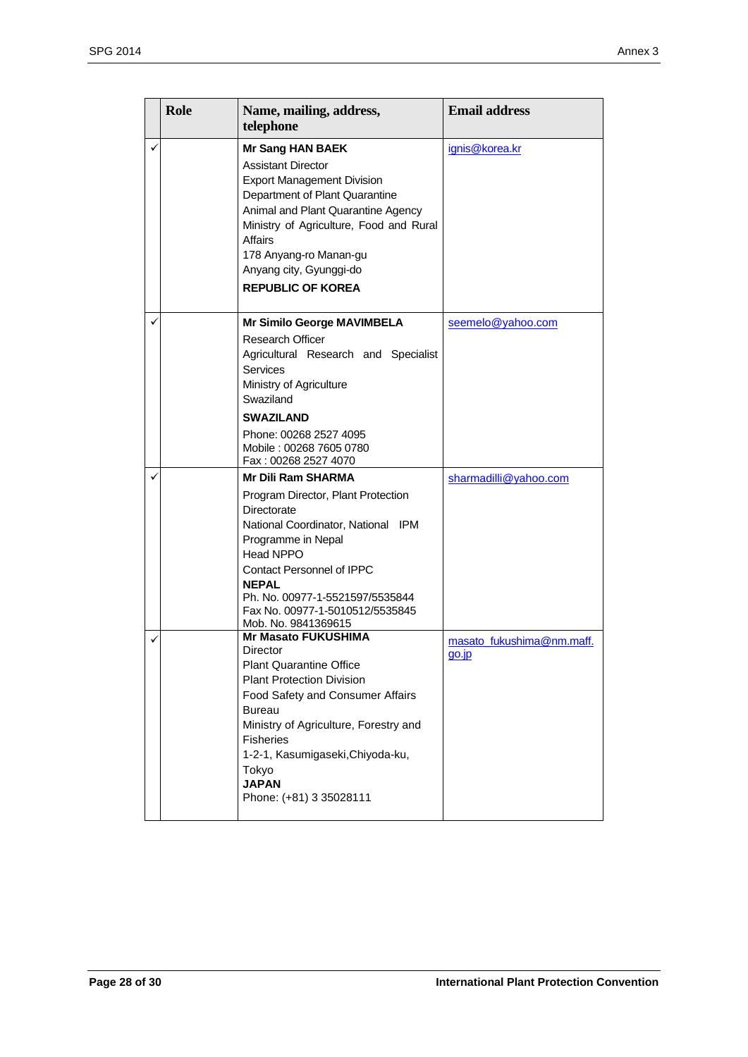| | Role | Name, mailing, address, telephone | Email address |
|---|---|---|---|
| ✓ | | **Mr Sang HAN BAEK**<br>Assistant Director<br>Export Management Division<br>Department of Plant Quarantine<br>Animal and Plant Quarantine Agency<br>Ministry of Agriculture, Food and Rural Affairs<br>178 Anyang-ro Manan-gu<br>Anyang city, Gyunggi-do<br>**REPUBLIC OF KOREA** | ignis@korea.kr |
| ✓ | | **Mr Similo George MAVIMBELA**<br>Research Officer<br>Agricultural Research and Specialist Services<br>Ministry of Agriculture<br>Swaziland<br>**SWAZILAND**<br>Phone: 00268 2527 4095<br>Mobile : 00268 7605 0780<br>Fax : 00268 2527 4070 | seemelo@yahoo.com |
| ✓ | | **Mr Dili Ram SHARMA**<br>Program Director, Plant Protection Directorate<br>National Coordinator, National IPM Programme in Nepal<br>Head NPPO<br>Contact Personnel of IPPC<br>**NEPAL**<br>Ph. No. 00977-1-5521597/5535844<br>Fax No. 00977-1-5010512/5535845<br>Mob. No. 9841369615 | sharmadilli@yahoo.com |
| ✓ | | **Mr Masato FUKUSHIMA**<br>Director<br>Plant Quarantine Office<br>Plant Protection Division<br>Food Safety and Consumer Affairs Bureau<br>Ministry of Agriculture, Forestry and Fisheries<br>1-2-1, Kasumigaseki,Chiyoda-ku, Tokyo<br>**JAPAN**<br>Phone: (+81) 3 35028111 | masato_fukushima@nm.maff.go.jp |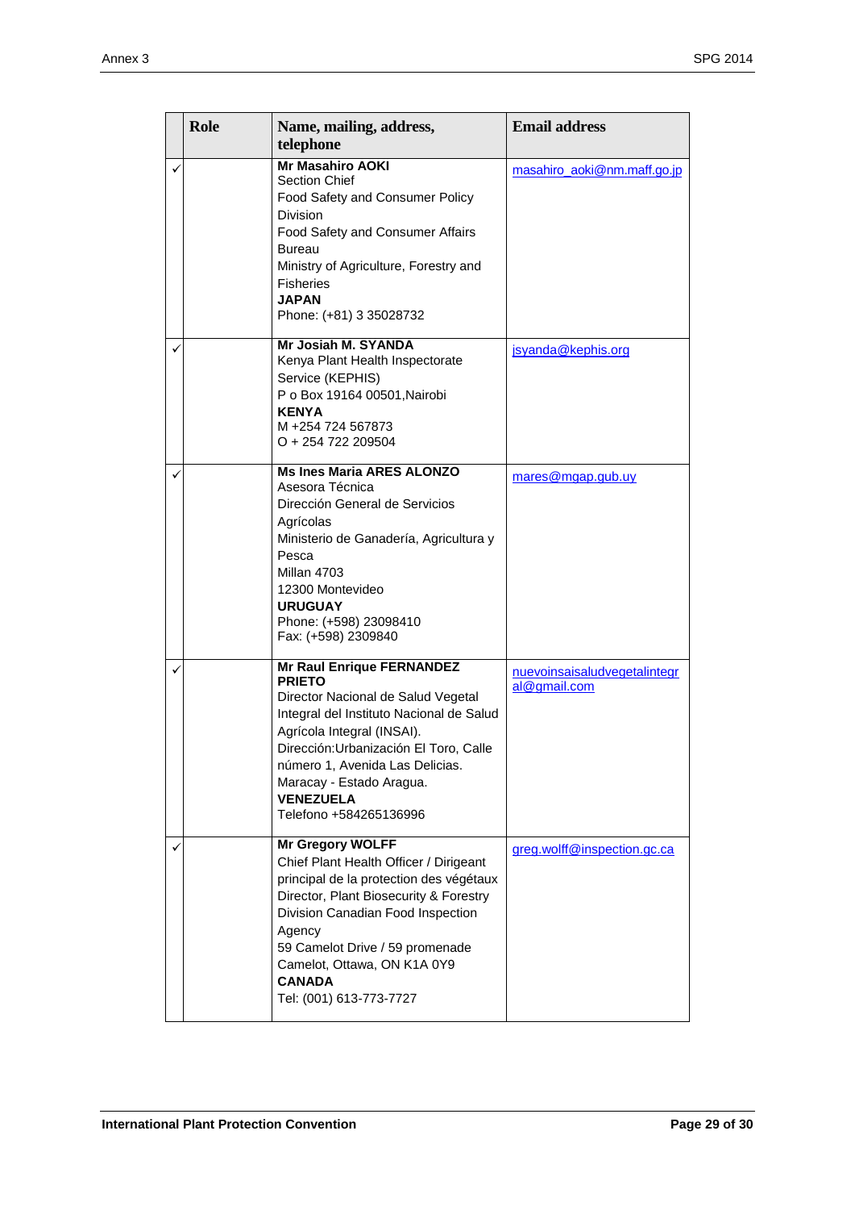| | Role | Name, mailing, address, telephone | Email address |
|---|---|---|---|
| ✓ | | **Mr Masahiro AOKI**<br>Section Chief<br>Food Safety and Consumer Policy Division<br>Food Safety and Consumer Affairs Bureau<br>Ministry of Agriculture, Forestry and Fisheries<br>**JAPAN**<br>Phone: (+81) 3 35028732 | masahiro_aoki@nm.maff.go.jp |
| ✓ | | **Mr Josiah M. SYANDA**<br>Kenya Plant Health Inspectorate Service (KEPHIS)<br>P o Box 19164 00501,Nairobi<br>**KENYA**<br>M +254 724 567873<br>O + 254 722 209504 | jsyanda@kephis.org |
| ✓ | | **Ms Ines Maria ARES ALONZO**<br>Asesora Técnica<br>Dirección General de Servicios Agrícolas<br>Ministerio de Ganadería, Agricultura y Pesca<br>Millan 4703<br>12300 Montevideo<br>**URUGUAY**<br>Phone: (+598) 23098410<br>Fax: (+598) 2309840 | mares@mgap.gub.uy |
| ✓ | | **Mr Raul Enrique FERNANDEZ PRIETO**<br>Director Nacional de Salud Vegetal Integral del Instituto Nacional de Salud Agrícola Integral (INSAI).<br>Dirección:Urbanización El Toro, Calle número 1, Avenida Las Delicias.<br>Maracay - Estado Aragua.<br>**VENEZUELA**<br>Telefono +584265136996 | nuevoinsaisaludvegetalintegral@gmail.com |
| ✓ | | **Mr Gregory WOLFF**<br>Chief Plant Health Officer / Dirigeant principal de la protection des végétaux<br>Director, Plant Biosecurity & Forestry Division Canadian Food Inspection Agency<br>59 Camelot Drive / 59 promenade Camelot, Ottawa, ON K1A 0Y9<br>**CANADA**<br>Tel: (001) 613-773-7727 | greg.wolff@inspection.gc.ca |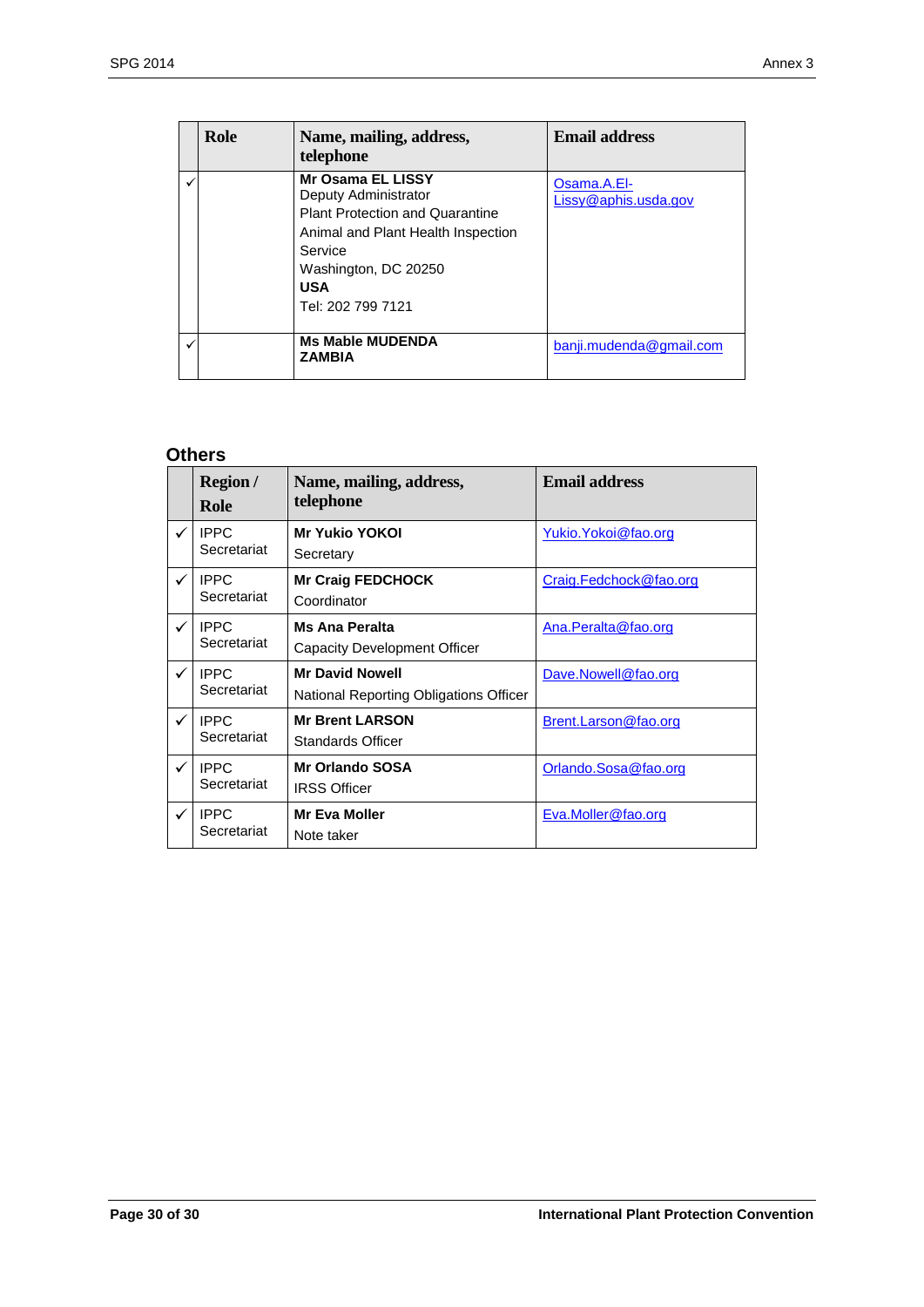| | Role | Name, mailing, address, telephone | Email address |
|---|---|---|---|
| ✓ | | **Mr Osama EL LISSY** Deputy Administrator Plant Protection and Quarantine Animal and Plant Health Inspection Service Washington, DC 20250 **USA** Tel: 202 799 7121 | Osama.A.El-Lissy@aphis.usda.gov |
| ✓ | | **Ms Mable MUDENDA** **ZAMBIA** | banji.mudenda@gmail.com |

## Others

| | Region / Role | Name, mailing, address, telephone | Email address |
|---|---|---|---|
| ✓ | IPPC Secretariat | **Mr Yukio YOKOI** Secretary | Yukio.Yokoi@fao.org |
| ✓ | IPPC Secretariat | **Mr Craig FEDCHOCK** Coordinator | Craig.Fedchock@fao.org |
| ✓ | IPPC Secretariat | **Ms Ana Peralta** Capacity Development Officer | Ana.Peralta@fao.org |
| ✓ | IPPC Secretariat | **Mr David Nowell** National Reporting Obligations Officer | Dave.Nowell@fao.org |
| ✓ | IPPC Secretariat | **Mr Brent LARSON** Standards Officer | Brent.Larson@fao.org |
| ✓ | IPPC Secretariat | **Mr Orlando SOSA** IRSS Officer | Orlando.Sosa@fao.org |
| ✓ | IPPC Secretariat | **Mr Eva Moller** Note taker | Eva.Moller@fao.org |